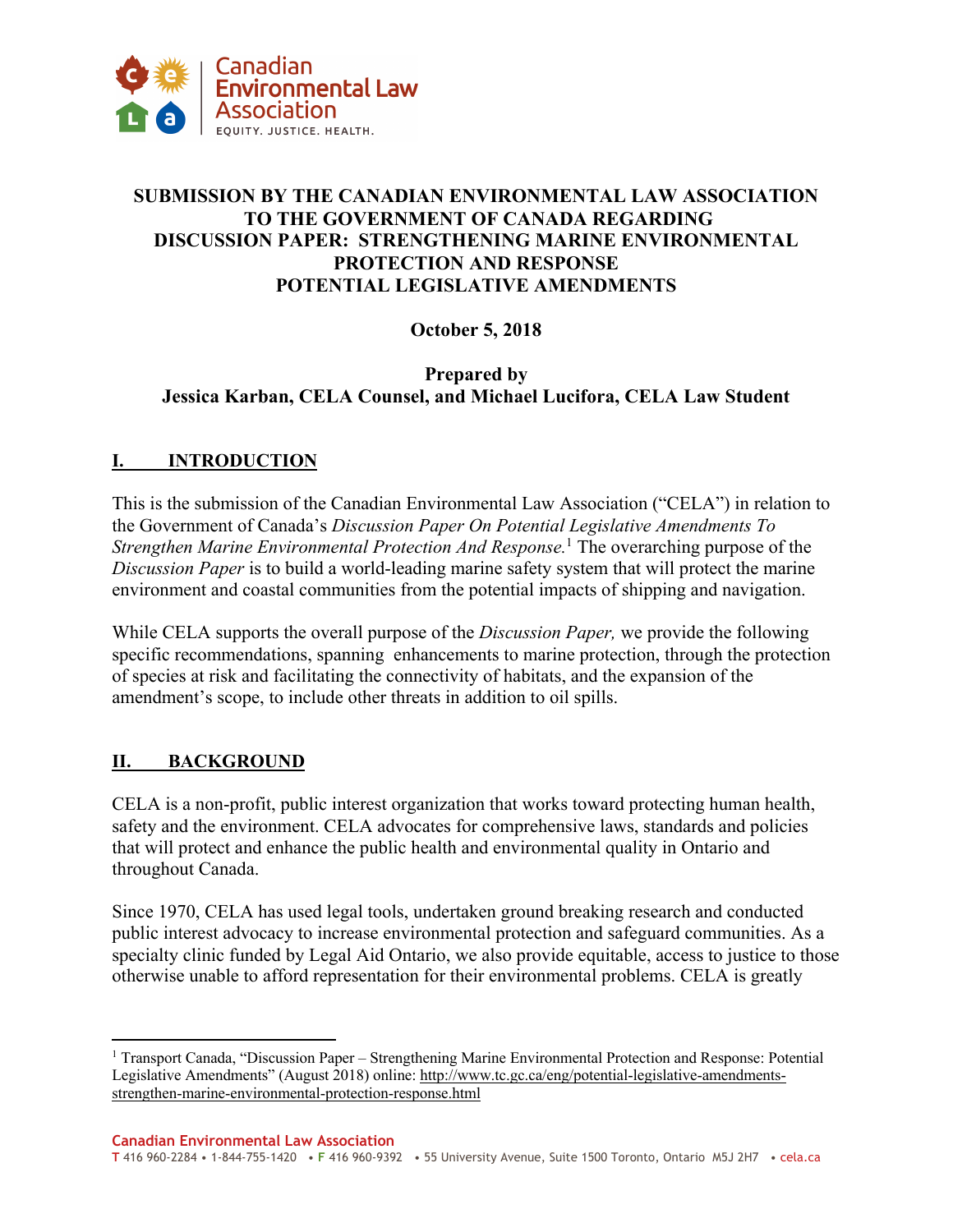# SUBMISSION BY THE CANADIAN ENVIRONMENTAL LAW ASSOCIATION TO THE GOVERNMENT OF CANADA REGARDING DISCUSSION PAPER: STRENGTHENING MARINE ENVIRONMENTAL PROTECTION AND RESPONSE POTENTIAL LEGISLATIVE AMENDMENTS

**October 5, 2018**

**Prepared by**
**Jessica Karban, CELA Counsel, and Michael Lucifora, CELA Law Student**

## I. INTRODUCTION

This is the submission of the Canadian Environmental Law Association ("CELA") in relation to the Government of Canada's *Discussion Paper On Potential Legislative Amendments To Strengthen Marine Environmental Protection And Response.*[1] The overarching purpose of the *Discussion Paper* is to build a world-leading marine safety system that will protect the marine environment and coastal communities from the potential impacts of shipping and navigation.

While CELA supports the overall purpose of the *Discussion Paper,* we provide the following specific recommendations, spanning enhancements to marine protection, through the protection of species at risk and facilitating the connectivity of habitats, and the expansion of the amendment's scope, to include other threats in addition to oil spills.

## II. BACKGROUND

CELA is a non-profit, public interest organization that works toward protecting human health, safety and the environment. CELA advocates for comprehensive laws, standards and policies that will protect and enhance the public health and environmental quality in Ontario and throughout Canada.

Since 1970, CELA has used legal tools, undertaken ground breaking research and conducted public interest advocacy to increase environmental protection and safeguard communities. As a specialty clinic funded by Legal Aid Ontario, we also provide equitable, access to justice to those otherwise unable to afford representation for their environmental problems. CELA is greatly

[1] Transport Canada, "Discussion Paper – Strengthening Marine Environmental Protection and Response: Potential Legislative Amendments" (August 2018) online: http://www.tc.gc.ca/eng/potential-legislative-amendments-strengthen-marine-environmental-protection-response.html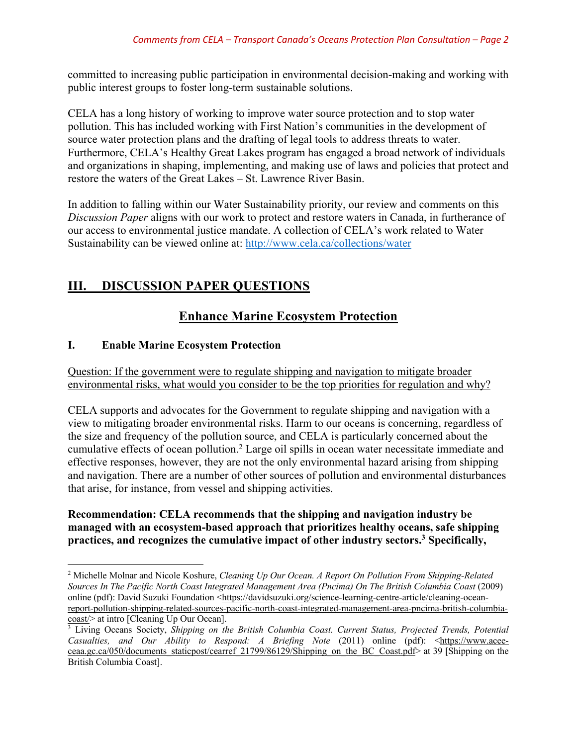committed to increasing public participation in environmental decision-making and working with public interest groups to foster long-term sustainable solutions.

CELA has a long history of working to improve water source protection and to stop water pollution. This has included working with First Nation's communities in the development of source water protection plans and the drafting of legal tools to address threats to water. Furthermore, CELA's Healthy Great Lakes program has engaged a broad network of individuals and organizations in shaping, implementing, and making use of laws and policies that protect and restore the waters of the Great Lakes – St. Lawrence River Basin.

In addition to falling within our Water Sustainability priority, our review and comments on this *Discussion Paper* aligns with our work to protect and restore waters in Canada, in furtherance of our access to environmental justice mandate. A collection of CELA's work related to Water Sustainability can be viewed online at: http://www.cela.ca/collections/water

## III. DISCUSSION PAPER QUESTIONS

### Enhance Marine Ecosystem Protection

#### I. Enable Marine Ecosystem Protection

Question: If the government were to regulate shipping and navigation to mitigate broader environmental risks, what would you consider to be the top priorities for regulation and why?

CELA supports and advocates for the Government to regulate shipping and navigation with a view to mitigating broader environmental risks. Harm to our oceans is concerning, regardless of the size and frequency of the pollution source, and CELA is particularly concerned about the cumulative effects of ocean pollution.[2] Large oil spills in ocean water necessitate immediate and effective responses, however, they are not the only environmental hazard arising from shipping and navigation. There are a number of other sources of pollution and environmental disturbances that arise, for instance, from vessel and shipping activities.

**Recommendation: CELA recommends that the shipping and navigation industry be managed with an ecosystem-based approach that prioritizes healthy oceans, safe shipping practices, and recognizes the cumulative impact of other industry sectors.[3] Specifically,**

---

[2] Michelle Molnar and Nicole Koshure, *Cleaning Up Our Ocean. A Report On Pollution From Shipping-Related Sources In The Pacific North Coast Integrated Management Area (Pncima) On The British Columbia Coast* (2009) online (pdf): David Suzuki Foundation <https://davidsuzuki.org/science-learning-centre-article/cleaning-ocean-report-pollution-shipping-related-sources-pacific-north-coast-integrated-management-area-pncima-british-columbia-coast/> at intro [Cleaning Up Our Ocean].

[3] Living Oceans Society, *Shipping on the British Columbia Coast. Current Status, Projected Trends, Potential Casualties, and Our Ability to Respond: A Briefing Note* (2011) online (pdf): <https://www.acee-ceaa.gc.ca/050/documents_staticpost/cearref_21799/86129/Shipping_on_the_BC_Coast.pdf> at 39 [Shipping on the British Columbia Coast].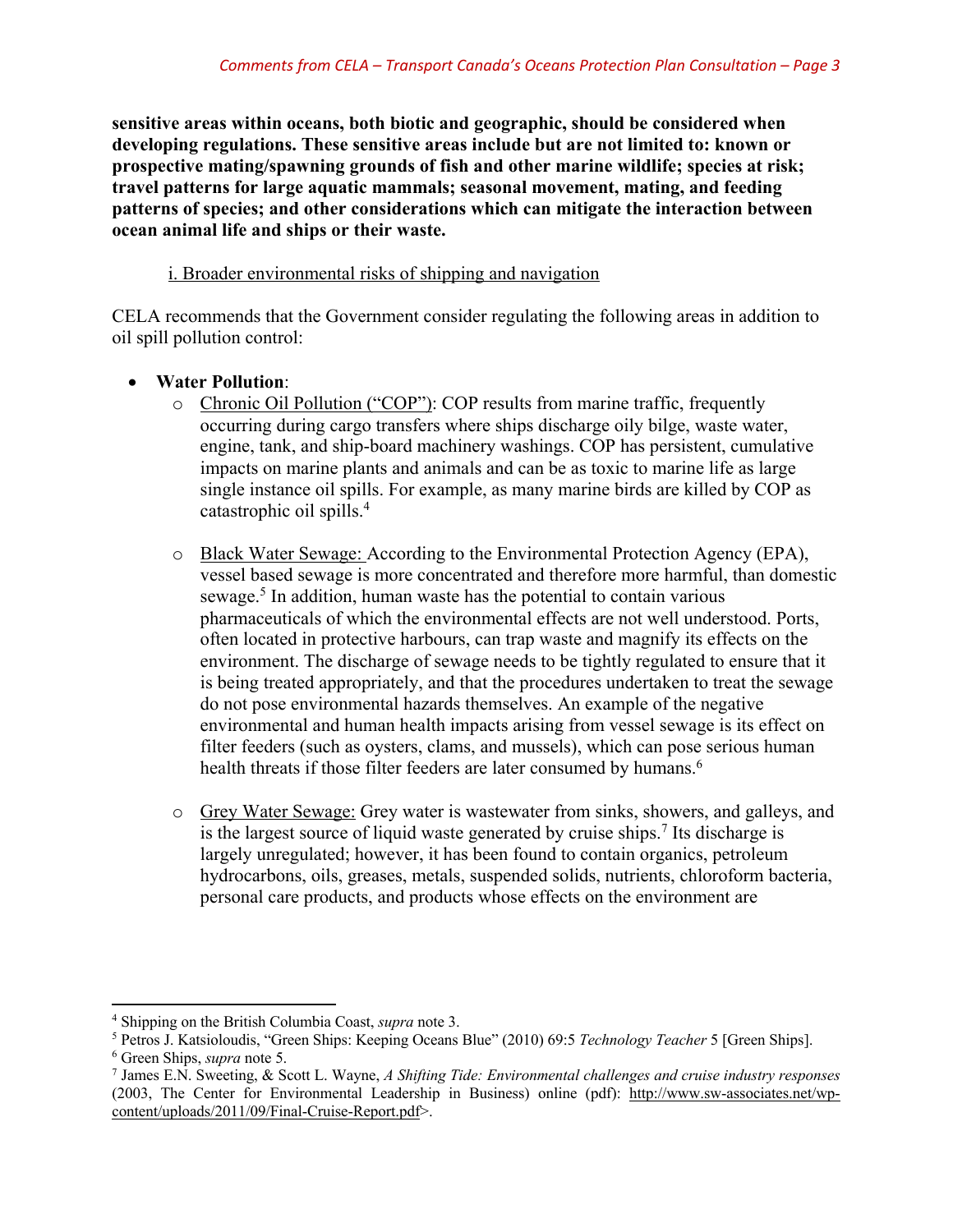**sensitive areas within oceans, both biotic and geographic, should be considered when developing regulations. These sensitive areas include but are not limited to: known or prospective mating/spawning grounds of fish and other marine wildlife; species at risk; travel patterns for large aquatic mammals; seasonal movement, mating, and feeding patterns of species; and other considerations which can mitigate the interaction between ocean animal life and ships or their waste.**

i. Broader environmental risks of shipping and navigation

CELA recommends that the Government consider regulating the following areas in addition to oil spill pollution control:

- **Water Pollution**:
  - Chronic Oil Pollution ("COP"): COP results from marine traffic, frequently occurring during cargo transfers where ships discharge oily bilge, waste water, engine, tank, and ship-board machinery washings. COP has persistent, cumulative impacts on marine plants and animals and can be as toxic to marine life as large single instance oil spills. For example, as many marine birds are killed by COP as catastrophic oil spills.[4]

  - Black Water Sewage: According to the Environmental Protection Agency (EPA), vessel based sewage is more concentrated and therefore more harmful, than domestic sewage.[5] In addition, human waste has the potential to contain various pharmaceuticals of which the environmental effects are not well understood. Ports, often located in protective harbours, can trap waste and magnify its effects on the environment. The discharge of sewage needs to be tightly regulated to ensure that it is being treated appropriately, and that the procedures undertaken to treat the sewage do not pose environmental hazards themselves. An example of the negative environmental and human health impacts arising from vessel sewage is its effect on filter feeders (such as oysters, clams, and mussels), which can pose serious human health threats if those filter feeders are later consumed by humans.[6]

  - Grey Water Sewage: Grey water is wastewater from sinks, showers, and galleys, and is the largest source of liquid waste generated by cruise ships.[7] Its discharge is largely unregulated; however, it has been found to contain organics, petroleum hydrocarbons, oils, greases, metals, suspended solids, nutrients, chloroform bacteria, personal care products, and products whose effects on the environment are

---

[4] Shipping on the British Columbia Coast, *supra* note 3.

[5] Petros J. Katsioloudis, "Green Ships: Keeping Oceans Blue" (2010) 69:5 *Technology Teacher* 5 [Green Ships].

[6] Green Ships, *supra* note 5.

[7] James E.N. Sweeting, & Scott L. Wayne, *A Shifting Tide: Environmental challenges and cruise industry responses* (2003, The Center for Environmental Leadership in Business) online (pdf): http://www.sw-associates.net/wp-content/uploads/2011/09/Final-Cruise-Report.pdf>.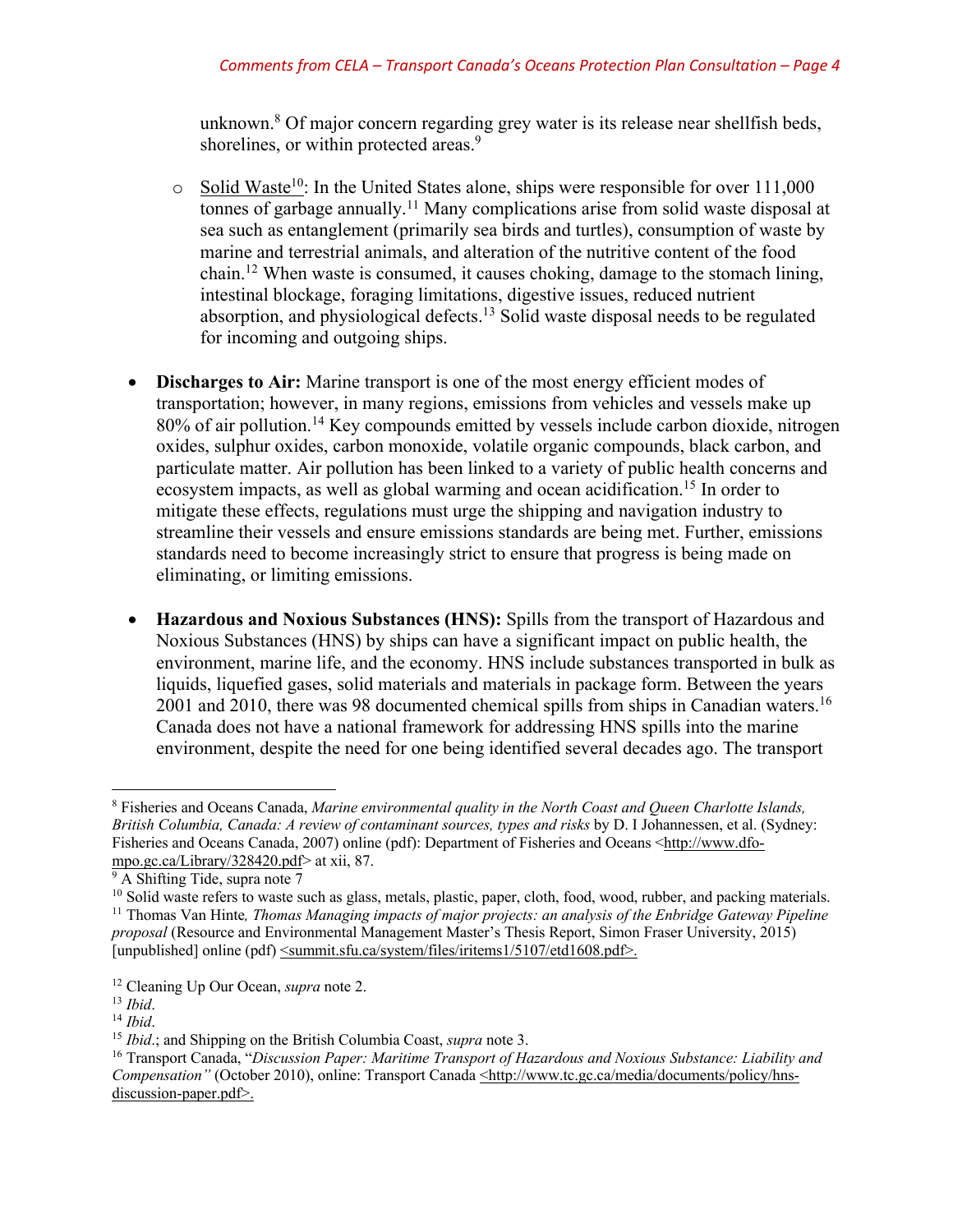unknown.[8] Of major concern regarding grey water is its release near shellfish beds, shorelines, or within protected areas.[9]

- Solid Waste[10]: In the United States alone, ships were responsible for over 111,000 tonnes of garbage annually.[11] Many complications arise from solid waste disposal at sea such as entanglement (primarily sea birds and turtles), consumption of waste by marine and terrestrial animals, and alteration of the nutritive content of the food chain.[12] When waste is consumed, it causes choking, damage to the stomach lining, intestinal blockage, foraging limitations, digestive issues, reduced nutrient absorption, and physiological defects.[13] Solid waste disposal needs to be regulated for incoming and outgoing ships.

- **Discharges to Air:** Marine transport is one of the most energy efficient modes of transportation; however, in many regions, emissions from vehicles and vessels make up 80% of air pollution.[14] Key compounds emitted by vessels include carbon dioxide, nitrogen oxides, sulphur oxides, carbon monoxide, volatile organic compounds, black carbon, and particulate matter. Air pollution has been linked to a variety of public health concerns and ecosystem impacts, as well as global warming and ocean acidification.[15] In order to mitigate these effects, regulations must urge the shipping and navigation industry to streamline their vessels and ensure emissions standards are being met. Further, emissions standards need to become increasingly strict to ensure that progress is being made on eliminating, or limiting emissions.

- **Hazardous and Noxious Substances (HNS):** Spills from the transport of Hazardous and Noxious Substances (HNS) by ships can have a significant impact on public health, the environment, marine life, and the economy. HNS include substances transported in bulk as liquids, liquefied gases, solid materials and materials in package form. Between the years 2001 and 2010, there was 98 documented chemical spills from ships in Canadian waters.[16] Canada does not have a national framework for addressing HNS spills into the marine environment, despite the need for one being identified several decades ago. The transport

---

[8] Fisheries and Oceans Canada, *Marine environmental quality in the North Coast and Queen Charlotte Islands, British Columbia, Canada: A review of contaminant sources, types and risks* by D. I Johannessen, et al. (Sydney: Fisheries and Oceans Canada, 2007) online (pdf): Department of Fisheries and Oceans <http://www.dfo-mpo.gc.ca/Library/328420.pdf> at xii, 87.

[9] A Shifting Tide, supra note 7

[10] Solid waste refers to waste such as glass, metals, plastic, paper, cloth, food, wood, rubber, and packing materials.

[11] Thomas Van Hinte*, Thomas Managing impacts of major projects: an analysis of the Enbridge Gateway Pipeline proposal* (Resource and Environmental Management Master's Thesis Report, Simon Fraser University, 2015) [unpublished] online (pdf) <summit.sfu.ca/system/files/iritems1/5107/etd1608.pdf>.

[12] Cleaning Up Our Ocean, *supra* note 2.

[13] *Ibid*.

[14] *Ibid*.

[15] *Ibid*.; and Shipping on the British Columbia Coast, *supra* note 3.

[16] Transport Canada, "*Discussion Paper: Maritime Transport of Hazardous and Noxious Substance: Liability and Compensation"* (October 2010), online: Transport Canada <http://www.tc.gc.ca/media/documents/policy/hns-discussion-paper.pdf>.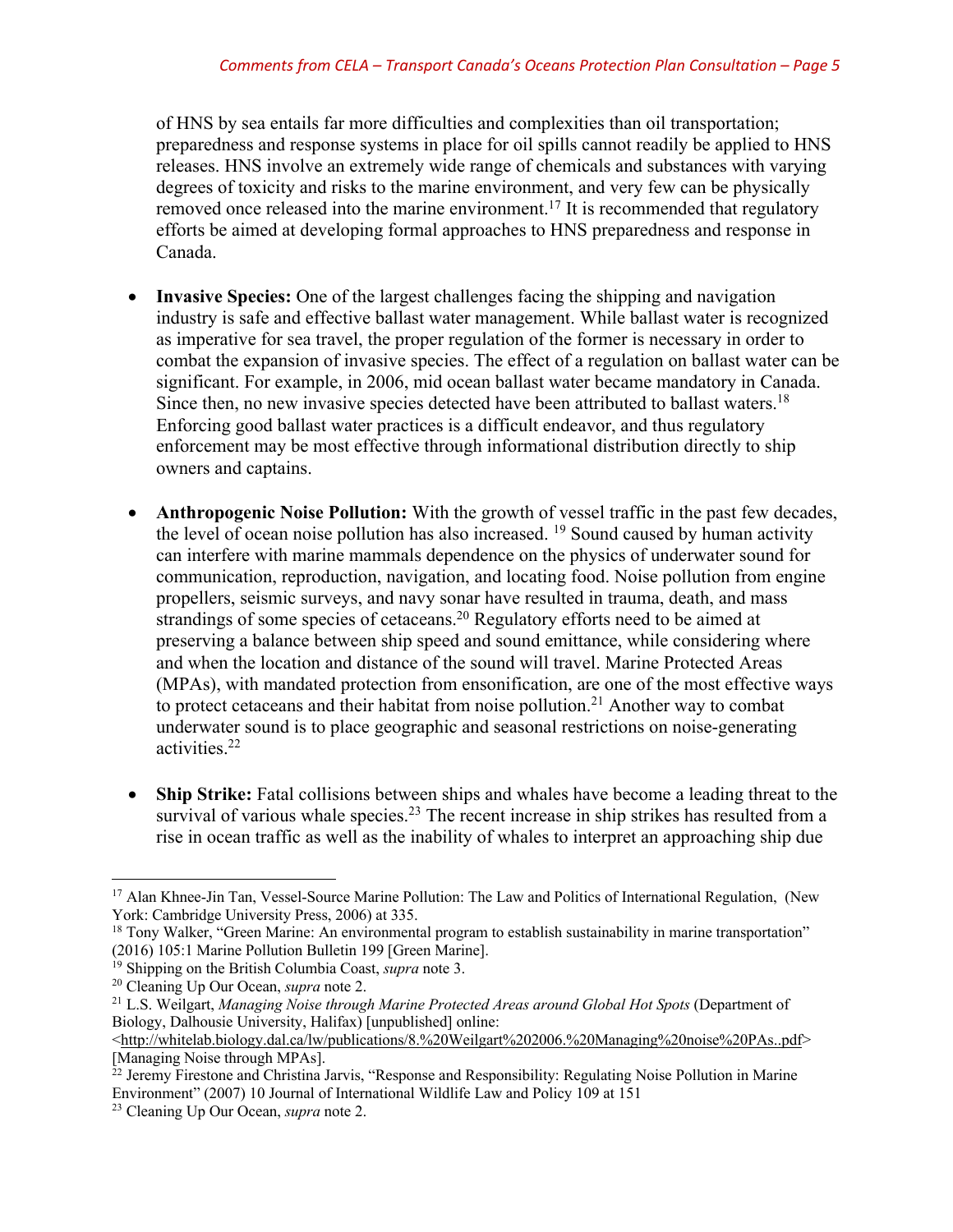of HNS by sea entails far more difficulties and complexities than oil transportation; preparedness and response systems in place for oil spills cannot readily be applied to HNS releases. HNS involve an extremely wide range of chemicals and substances with varying degrees of toxicity and risks to the marine environment, and very few can be physically removed once released into the marine environment.[17] It is recommended that regulatory efforts be aimed at developing formal approaches to HNS preparedness and response in Canada.

- **Invasive Species:** One of the largest challenges facing the shipping and navigation industry is safe and effective ballast water management. While ballast water is recognized as imperative for sea travel, the proper regulation of the former is necessary in order to combat the expansion of invasive species. The effect of a regulation on ballast water can be significant. For example, in 2006, mid ocean ballast water became mandatory in Canada. Since then, no new invasive species detected have been attributed to ballast waters.[18] Enforcing good ballast water practices is a difficult endeavor, and thus regulatory enforcement may be most effective through informational distribution directly to ship owners and captains.

- **Anthropogenic Noise Pollution:** With the growth of vessel traffic in the past few decades, the level of ocean noise pollution has also increased. [19] Sound caused by human activity can interfere with marine mammals dependence on the physics of underwater sound for communication, reproduction, navigation, and locating food. Noise pollution from engine propellers, seismic surveys, and navy sonar have resulted in trauma, death, and mass strandings of some species of cetaceans.[20] Regulatory efforts need to be aimed at preserving a balance between ship speed and sound emittance, while considering where and when the location and distance of the sound will travel. Marine Protected Areas (MPAs), with mandated protection from ensonification, are one of the most effective ways to protect cetaceans and their habitat from noise pollution.[21] Another way to combat underwater sound is to place geographic and seasonal restrictions on noise-generating activities.[22]

- **Ship Strike:** Fatal collisions between ships and whales have become a leading threat to the survival of various whale species.[23] The recent increase in ship strikes has resulted from a rise in ocean traffic as well as the inability of whales to interpret an approaching ship due

---

[17] Alan Khnee-Jin Tan, Vessel-Source Marine Pollution: The Law and Politics of International Regulation, (New York: Cambridge University Press, 2006) at 335.

[18] Tony Walker, "Green Marine: An environmental program to establish sustainability in marine transportation" (2016) 105:1 Marine Pollution Bulletin 199 [Green Marine].

[19] Shipping on the British Columbia Coast, *supra* note 3.

[20] Cleaning Up Our Ocean, *supra* note 2.

[21] L.S. Weilgart, *Managing Noise through Marine Protected Areas around Global Hot Spots* (Department of Biology, Dalhousie University, Halifax) [unpublished] online: <http://whitelab.biology.dal.ca/lw/publications/8.%20Weilgart%202006.%20Managing%20noise%20PAs..pdf> [Managing Noise through MPAs].

[22] Jeremy Firestone and Christina Jarvis, "Response and Responsibility: Regulating Noise Pollution in Marine Environment" (2007) 10 Journal of International Wildlife Law and Policy 109 at 151

[23] Cleaning Up Our Ocean, *supra* note 2.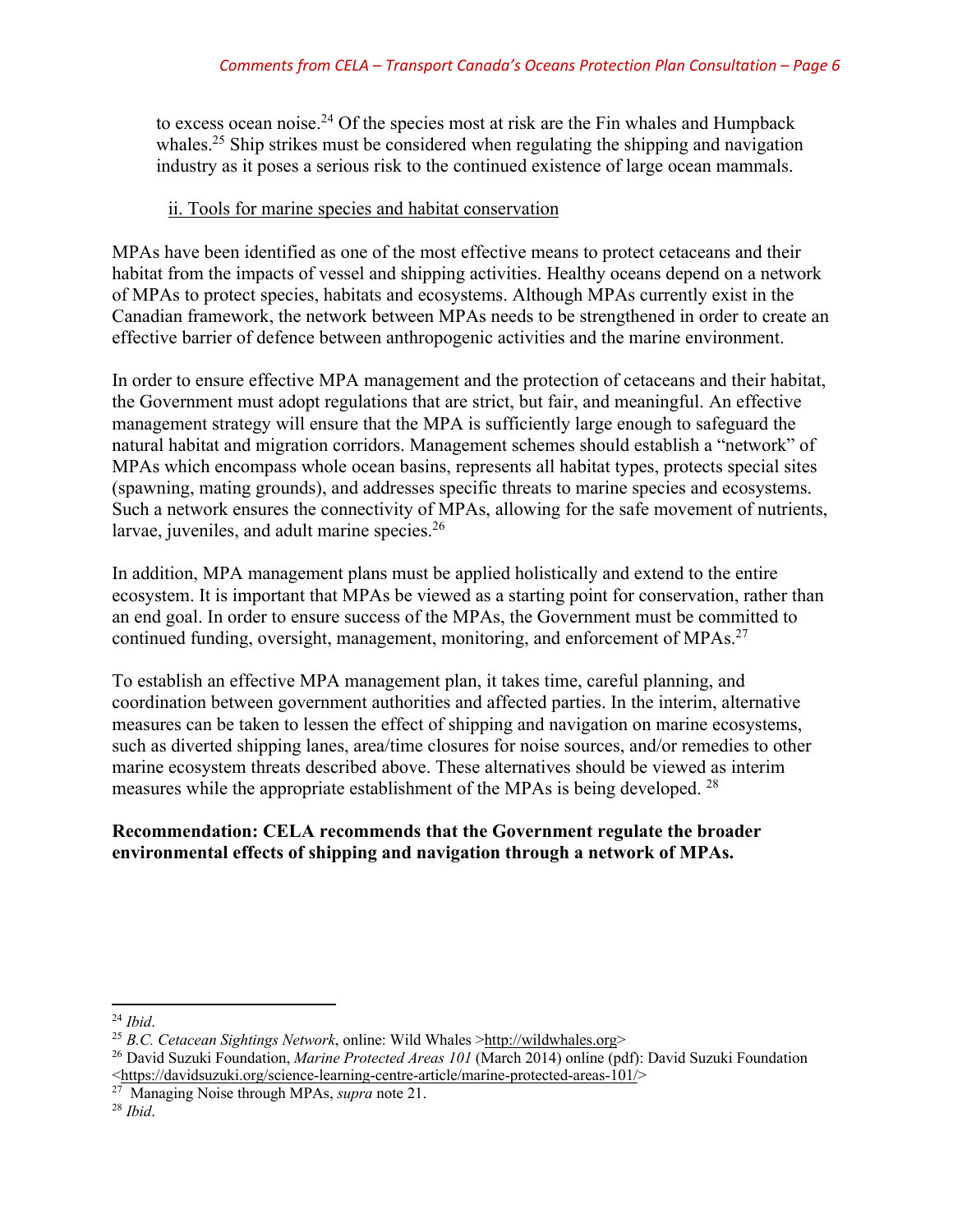to excess ocean noise.[24] Of the species most at risk are the Fin whales and Humpback whales.[25] Ship strikes must be considered when regulating the shipping and navigation industry as it poses a serious risk to the continued existence of large ocean mammals.

### ii. Tools for marine species and habitat conservation

MPAs have been identified as one of the most effective means to protect cetaceans and their habitat from the impacts of vessel and shipping activities. Healthy oceans depend on a network of MPAs to protect species, habitats and ecosystems. Although MPAs currently exist in the Canadian framework, the network between MPAs needs to be strengthened in order to create an effective barrier of defence between anthropogenic activities and the marine environment.

In order to ensure effective MPA management and the protection of cetaceans and their habitat, the Government must adopt regulations that are strict, but fair, and meaningful. An effective management strategy will ensure that the MPA is sufficiently large enough to safeguard the natural habitat and migration corridors. Management schemes should establish a "network" of MPAs which encompass whole ocean basins, represents all habitat types, protects special sites (spawning, mating grounds), and addresses specific threats to marine species and ecosystems. Such a network ensures the connectivity of MPAs, allowing for the safe movement of nutrients, larvae, juveniles, and adult marine species.[26]

In addition, MPA management plans must be applied holistically and extend to the entire ecosystem. It is important that MPAs be viewed as a starting point for conservation, rather than an end goal. In order to ensure success of the MPAs, the Government must be committed to continued funding, oversight, management, monitoring, and enforcement of MPAs.[27]

To establish an effective MPA management plan, it takes time, careful planning, and coordination between government authorities and affected parties. In the interim, alternative measures can be taken to lessen the effect of shipping and navigation on marine ecosystems, such as diverted shipping lanes, area/time closures for noise sources, and/or remedies to other marine ecosystem threats described above. These alternatives should be viewed as interim measures while the appropriate establishment of the MPAs is being developed.[28]

**Recommendation: CELA recommends that the Government regulate the broader environmental effects of shipping and navigation through a network of MPAs.**

---

[24] *Ibid*.

[25] *B.C. Cetacean Sightings Network*, online: Wild Whales >http://wildwhales.org>

[26] David Suzuki Foundation, *Marine Protected Areas 101* (March 2014) online (pdf): David Suzuki Foundation <https://davidsuzuki.org/science-learning-centre-article/marine-protected-areas-101/>

[27] Managing Noise through MPAs, *supra* note 21.

[28] *Ibid*.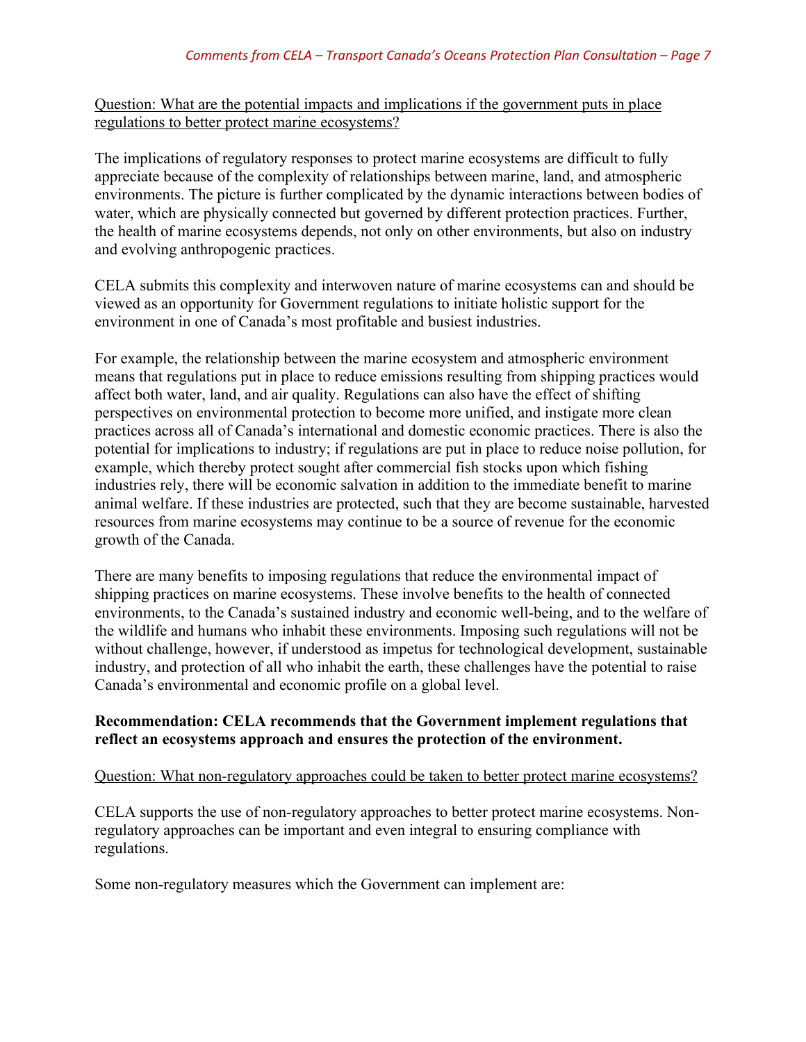Question: What are the potential impacts and implications if the government puts in place regulations to better protect marine ecosystems?

The implications of regulatory responses to protect marine ecosystems are difficult to fully appreciate because of the complexity of relationships between marine, land, and atmospheric environments. The picture is further complicated by the dynamic interactions between bodies of water, which are physically connected but governed by different protection practices. Further, the health of marine ecosystems depends, not only on other environments, but also on industry and evolving anthropogenic practices.

CELA submits this complexity and interwoven nature of marine ecosystems can and should be viewed as an opportunity for Government regulations to initiate holistic support for the environment in one of Canada's most profitable and busiest industries.

For example, the relationship between the marine ecosystem and atmospheric environment means that regulations put in place to reduce emissions resulting from shipping practices would affect both water, land, and air quality. Regulations can also have the effect of shifting perspectives on environmental protection to become more unified, and instigate more clean practices across all of Canada's international and domestic economic practices. There is also the potential for implications to industry; if regulations are put in place to reduce noise pollution, for example, which thereby protect sought after commercial fish stocks upon which fishing industries rely, there will be economic salvation in addition to the immediate benefit to marine animal welfare. If these industries are protected, such that they are become sustainable, harvested resources from marine ecosystems may continue to be a source of revenue for the economic growth of the Canada.

There are many benefits to imposing regulations that reduce the environmental impact of shipping practices on marine ecosystems. These involve benefits to the health of connected environments, to the Canada's sustained industry and economic well-being, and to the welfare of the wildlife and humans who inhabit these environments. Imposing such regulations will not be without challenge, however, if understood as impetus for technological development, sustainable industry, and protection of all who inhabit the earth, these challenges have the potential to raise Canada's environmental and economic profile on a global level.

**Recommendation: CELA recommends that the Government implement regulations that reflect an ecosystems approach and ensures the protection of the environment.**

Question: What non-regulatory approaches could be taken to better protect marine ecosystems?

CELA supports the use of non-regulatory approaches to better protect marine ecosystems. Non-regulatory approaches can be important and even integral to ensuring compliance with regulations.

Some non-regulatory measures which the Government can implement are: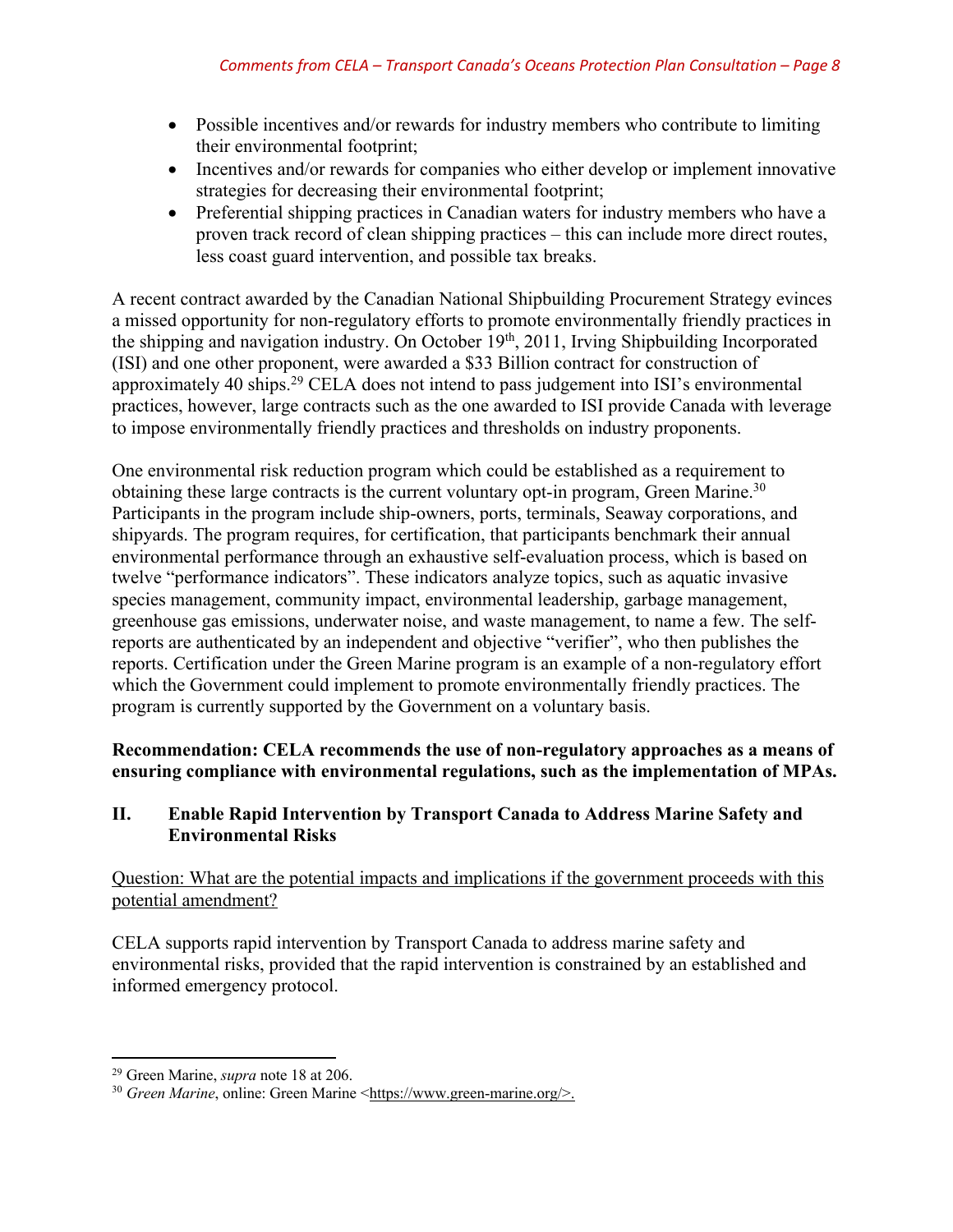- Possible incentives and/or rewards for industry members who contribute to limiting their environmental footprint;
- Incentives and/or rewards for companies who either develop or implement innovative strategies for decreasing their environmental footprint;
- Preferential shipping practices in Canadian waters for industry members who have a proven track record of clean shipping practices – this can include more direct routes, less coast guard intervention, and possible tax breaks.

A recent contract awarded by the Canadian National Shipbuilding Procurement Strategy evinces a missed opportunity for non-regulatory efforts to promote environmentally friendly practices in the shipping and navigation industry. On October 19th, 2011, Irving Shipbuilding Incorporated (ISI) and one other proponent, were awarded a $33 Billion contract for construction of approximately 40 ships.[29] CELA does not intend to pass judgement into ISI's environmental practices, however, large contracts such as the one awarded to ISI provide Canada with leverage to impose environmentally friendly practices and thresholds on industry proponents.

One environmental risk reduction program which could be established as a requirement to obtaining these large contracts is the current voluntary opt-in program, Green Marine.[30] Participants in the program include ship-owners, ports, terminals, Seaway corporations, and shipyards. The program requires, for certification, that participants benchmark their annual environmental performance through an exhaustive self-evaluation process, which is based on twelve "performance indicators". These indicators analyze topics, such as aquatic invasive species management, community impact, environmental leadership, garbage management, greenhouse gas emissions, underwater noise, and waste management, to name a few. The self-reports are authenticated by an independent and objective "verifier", who then publishes the reports. Certification under the Green Marine program is an example of a non-regulatory effort which the Government could implement to promote environmentally friendly practices. The program is currently supported by the Government on a voluntary basis.

**Recommendation: CELA recommends the use of non-regulatory approaches as a means of ensuring compliance with environmental regulations, such as the implementation of MPAs.**

## II. Enable Rapid Intervention by Transport Canada to Address Marine Safety and Environmental Risks

Question: What are the potential impacts and implications if the government proceeds with this potential amendment?

CELA supports rapid intervention by Transport Canada to address marine safety and environmental risks, provided that the rapid intervention is constrained by an established and informed emergency protocol.

---

[29] Green Marine, *supra* note 18 at 206.

[30] *Green Marine*, online: Green Marine <https://www.green-marine.org/>.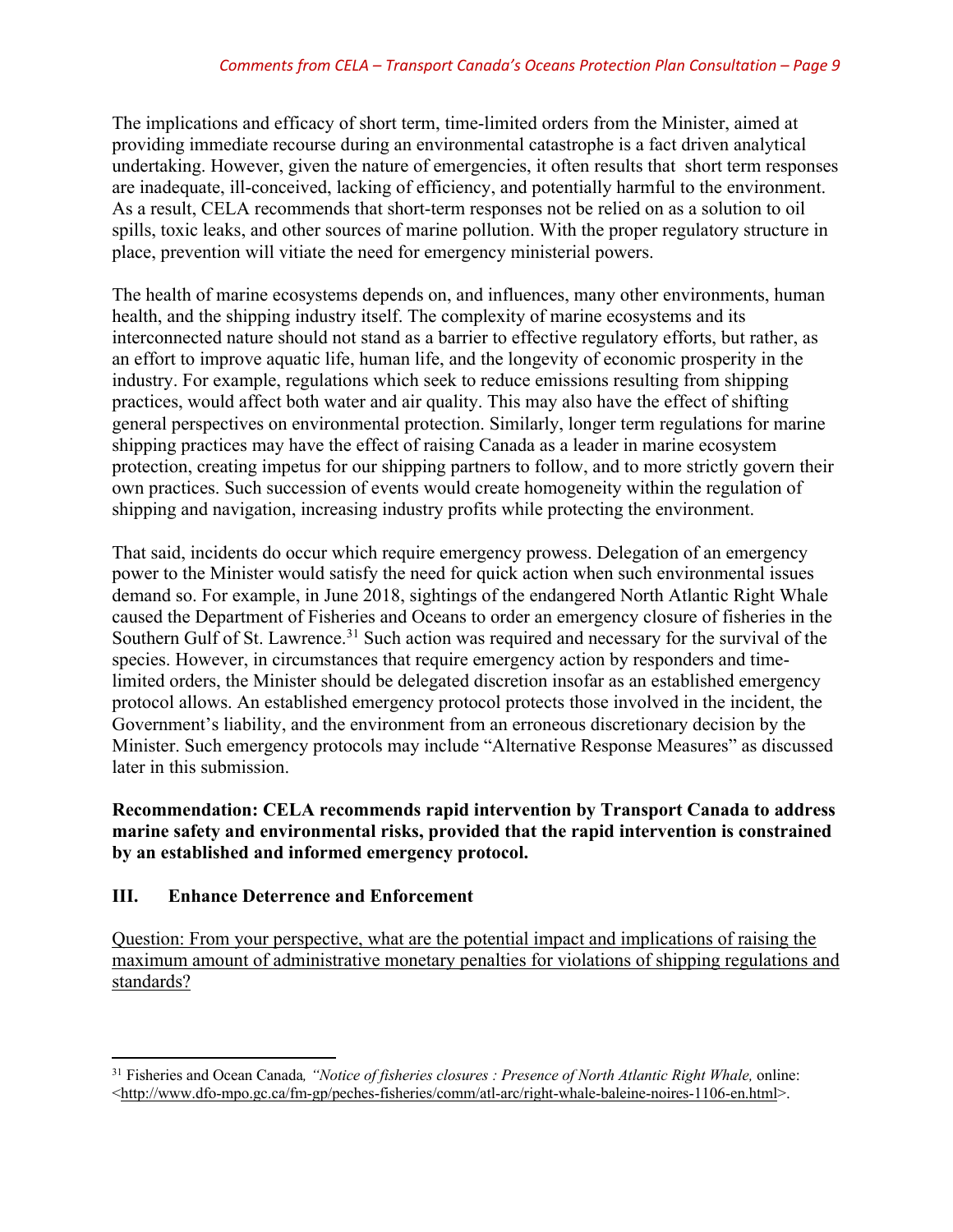The implications and efficacy of short term, time-limited orders from the Minister, aimed at providing immediate recourse during an environmental catastrophe is a fact driven analytical undertaking. However, given the nature of emergencies, it often results that short term responses are inadequate, ill-conceived, lacking of efficiency, and potentially harmful to the environment. As a result, CELA recommends that short-term responses not be relied on as a solution to oil spills, toxic leaks, and other sources of marine pollution. With the proper regulatory structure in place, prevention will vitiate the need for emergency ministerial powers.

The health of marine ecosystems depends on, and influences, many other environments, human health, and the shipping industry itself. The complexity of marine ecosystems and its interconnected nature should not stand as a barrier to effective regulatory efforts, but rather, as an effort to improve aquatic life, human life, and the longevity of economic prosperity in the industry. For example, regulations which seek to reduce emissions resulting from shipping practices, would affect both water and air quality. This may also have the effect of shifting general perspectives on environmental protection. Similarly, longer term regulations for marine shipping practices may have the effect of raising Canada as a leader in marine ecosystem protection, creating impetus for our shipping partners to follow, and to more strictly govern their own practices. Such succession of events would create homogeneity within the regulation of shipping and navigation, increasing industry profits while protecting the environment.

That said, incidents do occur which require emergency prowess. Delegation of an emergency power to the Minister would satisfy the need for quick action when such environmental issues demand so. For example, in June 2018, sightings of the endangered North Atlantic Right Whale caused the Department of Fisheries and Oceans to order an emergency closure of fisheries in the Southern Gulf of St. Lawrence.[31] Such action was required and necessary for the survival of the species. However, in circumstances that require emergency action by responders and time-limited orders, the Minister should be delegated discretion insofar as an established emergency protocol allows. An established emergency protocol protects those involved in the incident, the Government's liability, and the environment from an erroneous discretionary decision by the Minister. Such emergency protocols may include "Alternative Response Measures" as discussed later in this submission.

**Recommendation: CELA recommends rapid intervention by Transport Canada to address marine safety and environmental risks, provided that the rapid intervention is constrained by an established and informed emergency protocol.**

## III. Enhance Deterrence and Enforcement

<u>Question: From your perspective, what are the potential impact and implications of raising the maximum amount of administrative monetary penalties for violations of shipping regulations and standards?</u>

---

[31] Fisheries and Ocean Canada, *"Notice of fisheries closures : Presence of North Atlantic Right Whale,* online: <http://www.dfo-mpo.gc.ca/fm-gp/peches-fisheries/comm/atl-arc/right-whale-baleine-noires-1106-en.html>.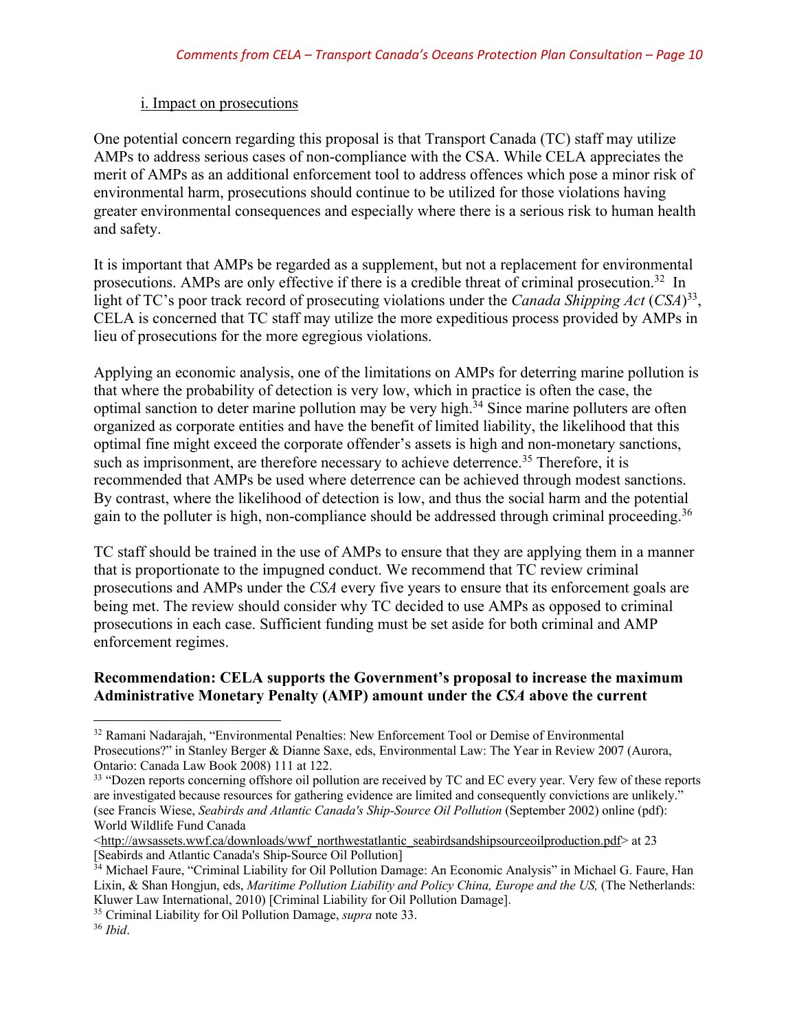i. Impact on prosecutions

One potential concern regarding this proposal is that Transport Canada (TC) staff may utilize AMPs to address serious cases of non-compliance with the CSA. While CELA appreciates the merit of AMPs as an additional enforcement tool to address offences which pose a minor risk of environmental harm, prosecutions should continue to be utilized for those violations having greater environmental consequences and especially where there is a serious risk to human health and safety.

It is important that AMPs be regarded as a supplement, but not a replacement for environmental prosecutions. AMPs are only effective if there is a credible threat of criminal prosecution.[32] In light of TC's poor track record of prosecuting violations under the *Canada Shipping Act* (*CSA*)[33], CELA is concerned that TC staff may utilize the more expeditious process provided by AMPs in lieu of prosecutions for the more egregious violations.

Applying an economic analysis, one of the limitations on AMPs for deterring marine pollution is that where the probability of detection is very low, which in practice is often the case, the optimal sanction to deter marine pollution may be very high.[34] Since marine polluters are often organized as corporate entities and have the benefit of limited liability, the likelihood that this optimal fine might exceed the corporate offender's assets is high and non-monetary sanctions, such as imprisonment, are therefore necessary to achieve deterrence.[35] Therefore, it is recommended that AMPs be used where deterrence can be achieved through modest sanctions. By contrast, where the likelihood of detection is low, and thus the social harm and the potential gain to the polluter is high, non-compliance should be addressed through criminal proceeding.[36]

TC staff should be trained in the use of AMPs to ensure that they are applying them in a manner that is proportionate to the impugned conduct. We recommend that TC review criminal prosecutions and AMPs under the *CSA* every five years to ensure that its enforcement goals are being met. The review should consider why TC decided to use AMPs as opposed to criminal prosecutions in each case. Sufficient funding must be set aside for both criminal and AMP enforcement regimes.

**Recommendation: CELA supports the Government's proposal to increase the maximum Administrative Monetary Penalty (AMP) amount under the *CSA* above the current**

---

[32] Ramani Nadarajah, "Environmental Penalties: New Enforcement Tool or Demise of Environmental Prosecutions?" in Stanley Berger & Dianne Saxe, eds, Environmental Law: The Year in Review 2007 (Aurora, Ontario: Canada Law Book 2008) 111 at 122.

[33] "Dozen reports concerning offshore oil pollution are received by TC and EC every year. Very few of these reports are investigated because resources for gathering evidence are limited and consequently convictions are unlikely." (see Francis Wiese, *Seabirds and Atlantic Canada's Ship-Source Oil Pollution* (September 2002) online (pdf): World Wildlife Fund Canada <http://awsassets.wwf.ca/downloads/wwf_northwestatlantic_seabirdsandshipsourceoilproduction.pdf> at 23 [Seabirds and Atlantic Canada's Ship-Source Oil Pollution]

[34] Michael Faure, "Criminal Liability for Oil Pollution Damage: An Economic Analysis" in Michael G. Faure, Han Lixin, & Shan Hongjun, eds, *Maritime Pollution Liability and Policy China, Europe and the US,* (The Netherlands: Kluwer Law International, 2010) [Criminal Liability for Oil Pollution Damage].

[35] Criminal Liability for Oil Pollution Damage, *supra* note 33.

[36] *Ibid*.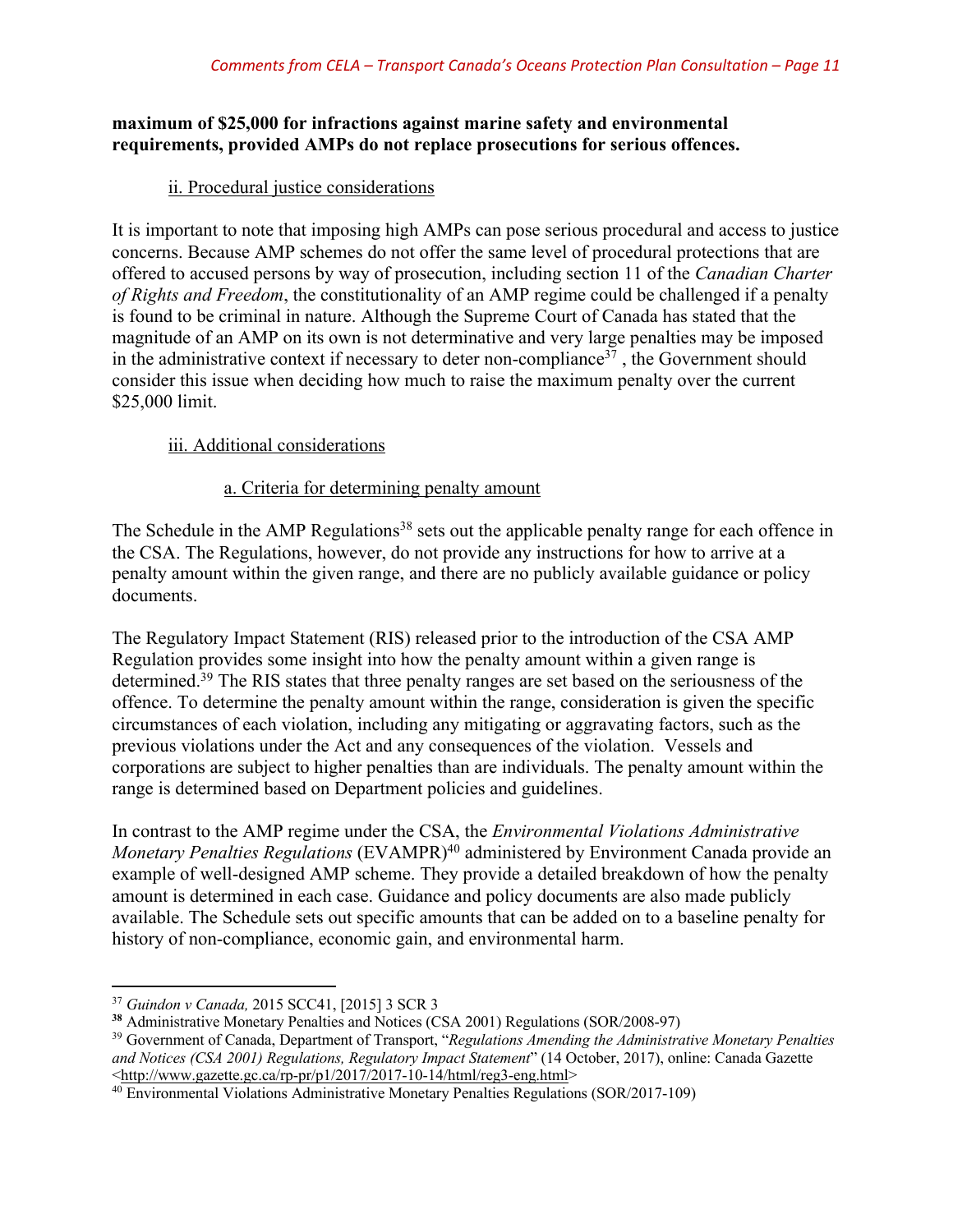**maximum of $25,000 for infractions against marine safety and environmental requirements, provided AMPs do not replace prosecutions for serious offences.**

ii. Procedural justice considerations

It is important to note that imposing high AMPs can pose serious procedural and access to justice concerns. Because AMP schemes do not offer the same level of procedural protections that are offered to accused persons by way of prosecution, including section 11 of the *Canadian Charter of Rights and Freedom*, the constitutionality of an AMP regime could be challenged if a penalty is found to be criminal in nature. Although the Supreme Court of Canada has stated that the magnitude of an AMP on its own is not determinative and very large penalties may be imposed in the administrative context if necessary to deter non-compliance[37] , the Government should consider this issue when deciding how much to raise the maximum penalty over the current $25,000 limit.

iii. Additional considerations

a. Criteria for determining penalty amount

The Schedule in the AMP Regulations[38] sets out the applicable penalty range for each offence in the CSA. The Regulations, however, do not provide any instructions for how to arrive at a penalty amount within the given range, and there are no publicly available guidance or policy documents.

The Regulatory Impact Statement (RIS) released prior to the introduction of the CSA AMP Regulation provides some insight into how the penalty amount within a given range is determined.[39] The RIS states that three penalty ranges are set based on the seriousness of the offence. To determine the penalty amount within the range, consideration is given the specific circumstances of each violation, including any mitigating or aggravating factors, such as the previous violations under the Act and any consequences of the violation. Vessels and corporations are subject to higher penalties than are individuals. The penalty amount within the range is determined based on Department policies and guidelines.

In contrast to the AMP regime under the CSA, the *Environmental Violations Administrative Monetary Penalties Regulations* (EVAMPR)[40] administered by Environment Canada provide an example of well-designed AMP scheme. They provide a detailed breakdown of how the penalty amount is determined in each case. Guidance and policy documents are also made publicly available. The Schedule sets out specific amounts that can be added on to a baseline penalty for history of non-compliance, economic gain, and environmental harm.

---

[37] *Guindon v Canada,* 2015 SCC41, [2015] 3 SCR 3

[38] Administrative Monetary Penalties and Notices (CSA 2001) Regulations (SOR/2008-97)

[39] Government of Canada, Department of Transport, "*Regulations Amending the Administrative Monetary Penalties and Notices (CSA 2001) Regulations, Regulatory Impact Statement*" (14 October, 2017), online: Canada Gazette <http://www.gazette.gc.ca/rp-pr/p1/2017/2017-10-14/html/reg3-eng.html>

[40] Environmental Violations Administrative Monetary Penalties Regulations (SOR/2017-109)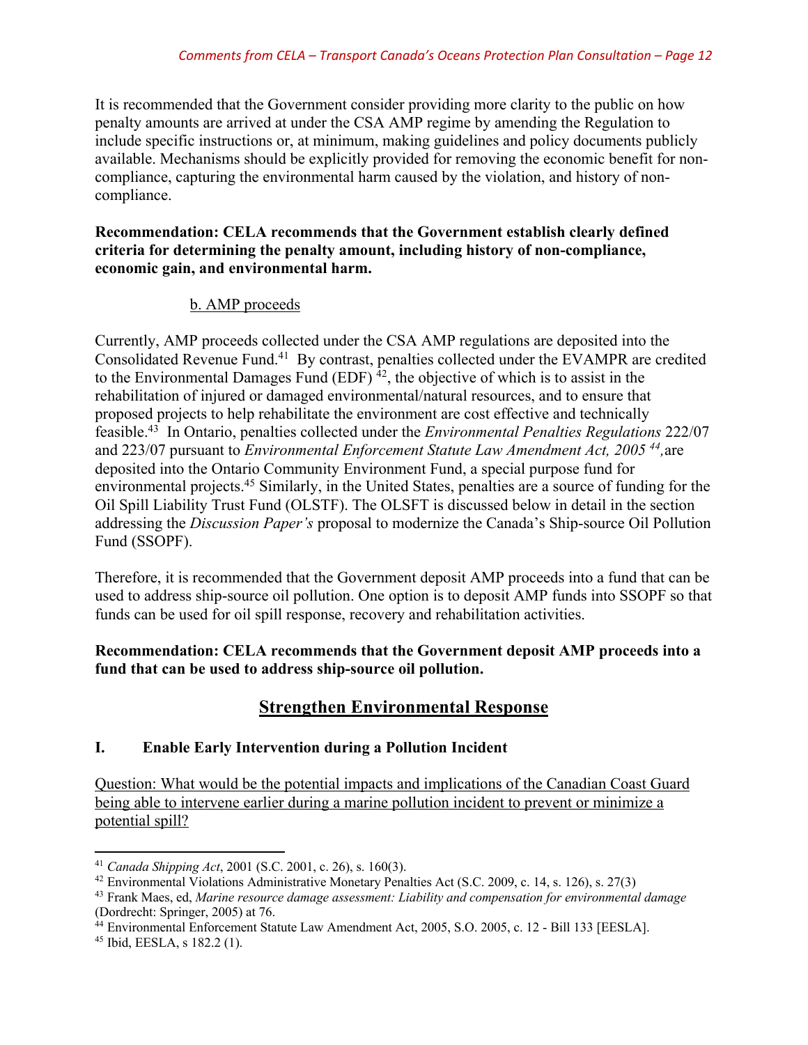It is recommended that the Government consider providing more clarity to the public on how penalty amounts are arrived at under the CSA AMP regime by amending the Regulation to include specific instructions or, at minimum, making guidelines and policy documents publicly available. Mechanisms should be explicitly provided for removing the economic benefit for non-compliance, capturing the environmental harm caused by the violation, and history of non-compliance.

**Recommendation: CELA recommends that the Government establish clearly defined criteria for determining the penalty amount, including history of non-compliance, economic gain, and environmental harm.**

b. AMP proceeds

Currently, AMP proceeds collected under the CSA AMP regulations are deposited into the Consolidated Revenue Fund.[41] By contrast, penalties collected under the EVAMPR are credited to the Environmental Damages Fund (EDF) [42], the objective of which is to assist in the rehabilitation of injured or damaged environmental/natural resources, and to ensure that proposed projects to help rehabilitate the environment are cost effective and technically feasible.[43] In Ontario, penalties collected under the *Environmental Penalties Regulations* 222/07 and 223/07 pursuant to *Environmental Enforcement Statute Law Amendment Act, 2005* [44], are deposited into the Ontario Community Environment Fund, a special purpose fund for environmental projects.[45] Similarly, in the United States, penalties are a source of funding for the Oil Spill Liability Trust Fund (OLSTF). The OLSFT is discussed below in detail in the section addressing the *Discussion Paper's* proposal to modernize the Canada's Ship-source Oil Pollution Fund (SSOPF).

Therefore, it is recommended that the Government deposit AMP proceeds into a fund that can be used to address ship-source oil pollution. One option is to deposit AMP funds into SSOPF so that funds can be used for oil spill response, recovery and rehabilitation activities.

**Recommendation: CELA recommends that the Government deposit AMP proceeds into a fund that can be used to address ship-source oil pollution.**

## Strengthen Environmental Response

### I. Enable Early Intervention during a Pollution Incident

Question: What would be the potential impacts and implications of the Canadian Coast Guard being able to intervene earlier during a marine pollution incident to prevent or minimize a potential spill?

---

[41] *Canada Shipping Act*, 2001 (S.C. 2001, c. 26), s. 160(3).

[42] Environmental Violations Administrative Monetary Penalties Act (S.C. 2009, c. 14, s. 126), s. 27(3)

[43] Frank Maes, ed, *Marine resource damage assessment: Liability and compensation for environmental damage* (Dordrecht: Springer, 2005) at 76.

[44] Environmental Enforcement Statute Law Amendment Act, 2005, S.O. 2005, c. 12 - Bill 133 [EESLA].

[45] Ibid, EESLA, s 182.2 (1).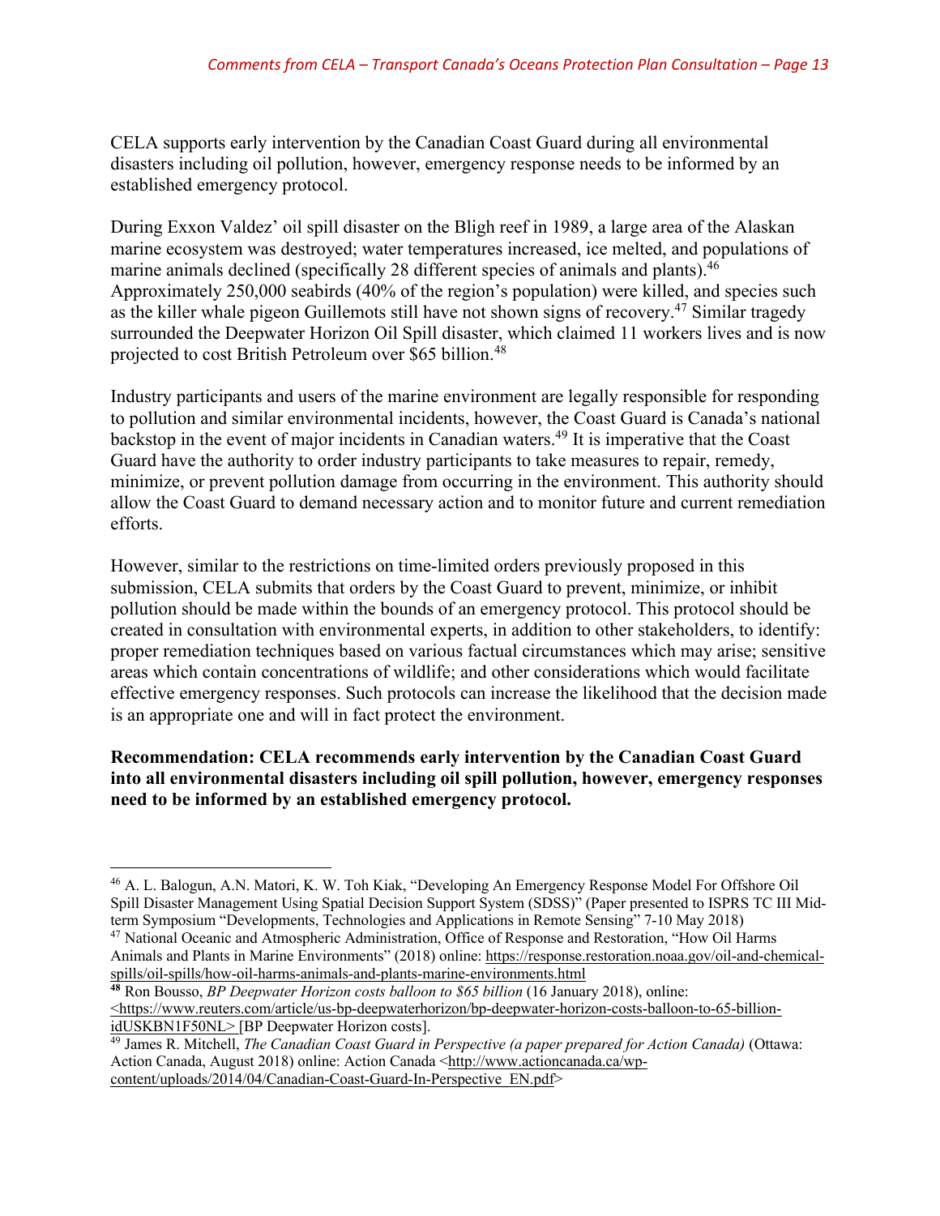CELA supports early intervention by the Canadian Coast Guard during all environmental disasters including oil pollution, however, emergency response needs to be informed by an established emergency protocol.

During Exxon Valdez' oil spill disaster on the Bligh reef in 1989, a large area of the Alaskan marine ecosystem was destroyed; water temperatures increased, ice melted, and populations of marine animals declined (specifically 28 different species of animals and plants).[46] Approximately 250,000 seabirds (40% of the region's population) were killed, and species such as the killer whale pigeon Guillemots still have not shown signs of recovery.[47] Similar tragedy surrounded the Deepwater Horizon Oil Spill disaster, which claimed 11 workers lives and is now projected to cost British Petroleum over $65 billion.[48]

Industry participants and users of the marine environment are legally responsible for responding to pollution and similar environmental incidents, however, the Coast Guard is Canada's national backstop in the event of major incidents in Canadian waters.[49] It is imperative that the Coast Guard have the authority to order industry participants to take measures to repair, remedy, minimize, or prevent pollution damage from occurring in the environment. This authority should allow the Coast Guard to demand necessary action and to monitor future and current remediation efforts.

However, similar to the restrictions on time-limited orders previously proposed in this submission, CELA submits that orders by the Coast Guard to prevent, minimize, or inhibit pollution should be made within the bounds of an emergency protocol. This protocol should be created in consultation with environmental experts, in addition to other stakeholders, to identify: proper remediation techniques based on various factual circumstances which may arise; sensitive areas which contain concentrations of wildlife; and other considerations which would facilitate effective emergency responses. Such protocols can increase the likelihood that the decision made is an appropriate one and will in fact protect the environment.

**Recommendation: CELA recommends early intervention by the Canadian Coast Guard into all environmental disasters including oil spill pollution, however, emergency responses need to be informed by an established emergency protocol.**

---

[46] A. L. Balogun, A.N. Matori, K. W. Toh Kiak, "Developing An Emergency Response Model For Offshore Oil Spill Disaster Management Using Spatial Decision Support System (SDSS)" (Paper presented to ISPRS TC III Mid-term Symposium "Developments, Technologies and Applications in Remote Sensing" 7-10 May 2018)

[47] National Oceanic and Atmospheric Administration, Office of Response and Restoration, "How Oil Harms Animals and Plants in Marine Environments" (2018) online: https://response.restoration.noaa.gov/oil-and-chemical-spills/oil-spills/how-oil-harms-animals-and-plants-marine-environments.html

[48] Ron Bousso, *BP Deepwater Horizon costs balloon to $65 billion* (16 January 2018), online: <https://www.reuters.com/article/us-bp-deepwaterhorizon/bp-deepwater-horizon-costs-balloon-to-65-billion-idUSKBN1F50NL> [BP Deepwater Horizon costs].

[49] James R. Mitchell, *The Canadian Coast Guard in Perspective (a paper prepared for Action Canada)* (Ottawa: Action Canada, August 2018) online: Action Canada <http://www.actioncanada.ca/wp-content/uploads/2014/04/Canadian-Coast-Guard-In-Perspective_EN.pdf>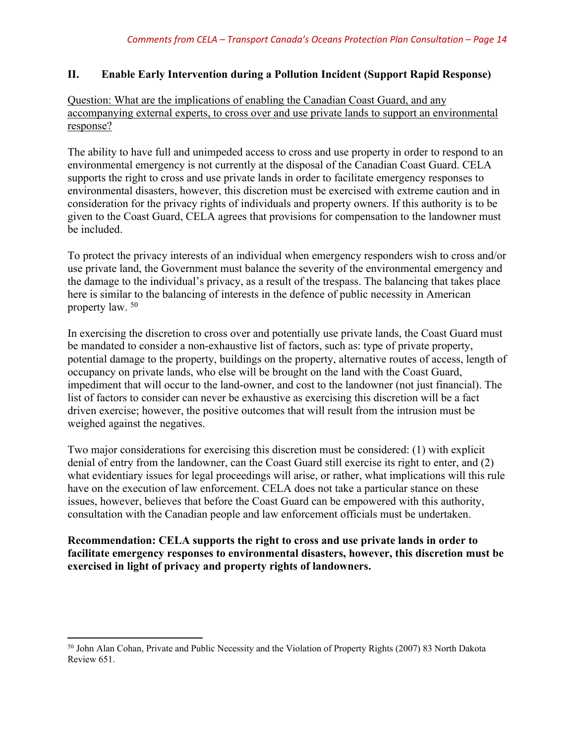## II. Enable Early Intervention during a Pollution Incident (Support Rapid Response)

Question: What are the implications of enabling the Canadian Coast Guard, and any accompanying external experts, to cross over and use private lands to support an environmental response?

The ability to have full and unimpeded access to cross and use property in order to respond to an environmental emergency is not currently at the disposal of the Canadian Coast Guard. CELA supports the right to cross and use private lands in order to facilitate emergency responses to environmental disasters, however, this discretion must be exercised with extreme caution and in consideration for the privacy rights of individuals and property owners. If this authority is to be given to the Coast Guard, CELA agrees that provisions for compensation to the landowner must be included.

To protect the privacy interests of an individual when emergency responders wish to cross and/or use private land, the Government must balance the severity of the environmental emergency and the damage to the individual's privacy, as a result of the trespass. The balancing that takes place here is similar to the balancing of interests in the defence of public necessity in American property law. [50]

In exercising the discretion to cross over and potentially use private lands, the Coast Guard must be mandated to consider a non-exhaustive list of factors, such as: type of private property, potential damage to the property, buildings on the property, alternative routes of access, length of occupancy on private lands, who else will be brought on the land with the Coast Guard, impediment that will occur to the land-owner, and cost to the landowner (not just financial). The list of factors to consider can never be exhaustive as exercising this discretion will be a fact driven exercise; however, the positive outcomes that will result from the intrusion must be weighed against the negatives.

Two major considerations for exercising this discretion must be considered: (1) with explicit denial of entry from the landowner, can the Coast Guard still exercise its right to enter, and (2) what evidentiary issues for legal proceedings will arise, or rather, what implications will this rule have on the execution of law enforcement. CELA does not take a particular stance on these issues, however, believes that before the Coast Guard can be empowered with this authority, consultation with the Canadian people and law enforcement officials must be undertaken.

**Recommendation: CELA supports the right to cross and use private lands in order to facilitate emergency responses to environmental disasters, however, this discretion must be exercised in light of privacy and property rights of landowners.**

---

[50] John Alan Cohan, Private and Public Necessity and the Violation of Property Rights (2007) 83 North Dakota Review 651.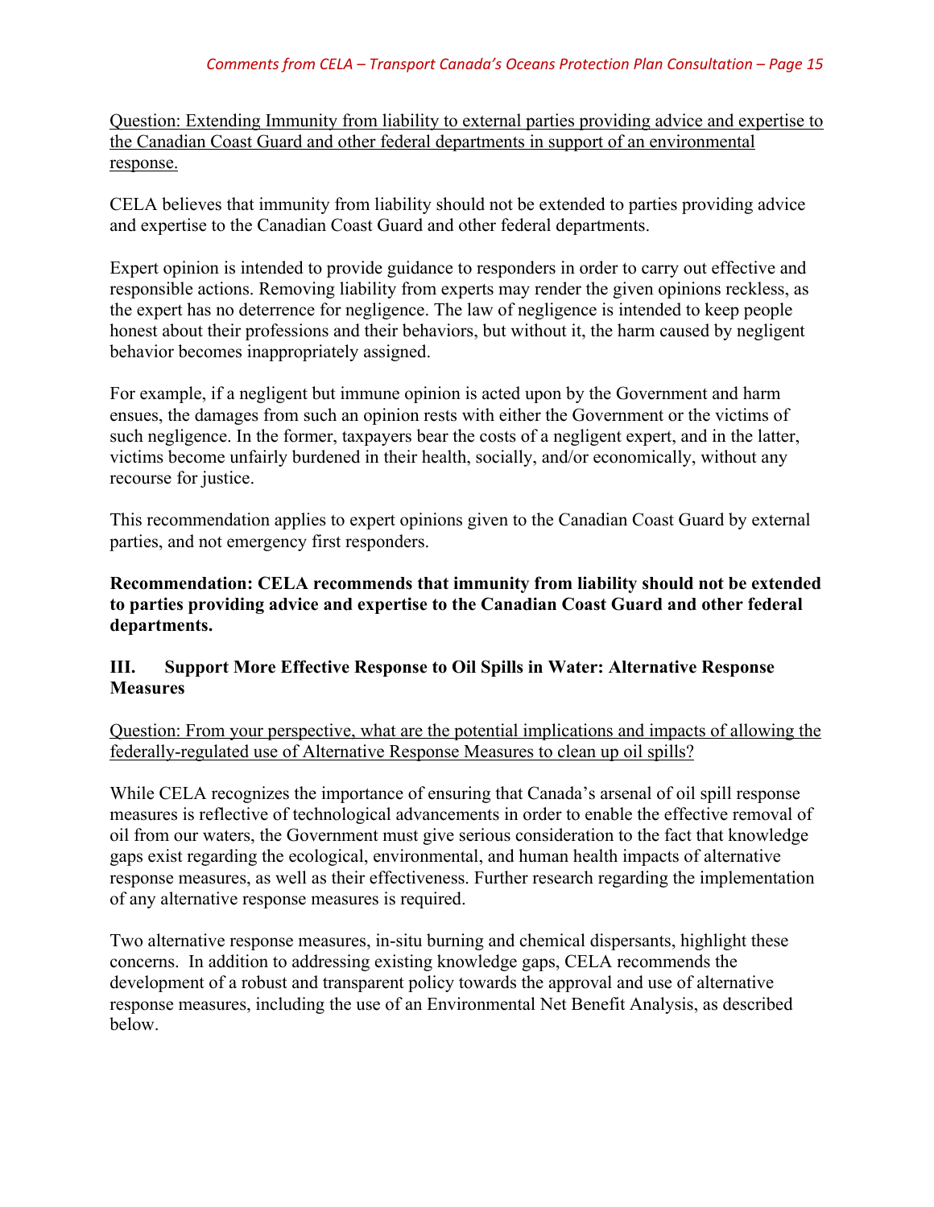<u>Question: Extending Immunity from liability to external parties providing advice and expertise to the Canadian Coast Guard and other federal departments in support of an environmental response.</u>

CELA believes that immunity from liability should not be extended to parties providing advice and expertise to the Canadian Coast Guard and other federal departments.

Expert opinion is intended to provide guidance to responders in order to carry out effective and responsible actions. Removing liability from experts may render the given opinions reckless, as the expert has no deterrence for negligence. The law of negligence is intended to keep people honest about their professions and their behaviors, but without it, the harm caused by negligent behavior becomes inappropriately assigned.

For example, if a negligent but immune opinion is acted upon by the Government and harm ensues, the damages from such an opinion rests with either the Government or the victims of such negligence. In the former, taxpayers bear the costs of a negligent expert, and in the latter, victims become unfairly burdened in their health, socially, and/or economically, without any recourse for justice.

This recommendation applies to expert opinions given to the Canadian Coast Guard by external parties, and not emergency first responders.

**Recommendation: CELA recommends that immunity from liability should not be extended to parties providing advice and expertise to the Canadian Coast Guard and other federal departments.**

## III. Support More Effective Response to Oil Spills in Water: Alternative Response Measures

<u>Question: From your perspective, what are the potential implications and impacts of allowing the federally-regulated use of Alternative Response Measures to clean up oil spills?</u>

While CELA recognizes the importance of ensuring that Canada's arsenal of oil spill response measures is reflective of technological advancements in order to enable the effective removal of oil from our waters, the Government must give serious consideration to the fact that knowledge gaps exist regarding the ecological, environmental, and human health impacts of alternative response measures, as well as their effectiveness. Further research regarding the implementation of any alternative response measures is required.

Two alternative response measures, in-situ burning and chemical dispersants, highlight these concerns. In addition to addressing existing knowledge gaps, CELA recommends the development of a robust and transparent policy towards the approval and use of alternative response measures, including the use of an Environmental Net Benefit Analysis, as described below.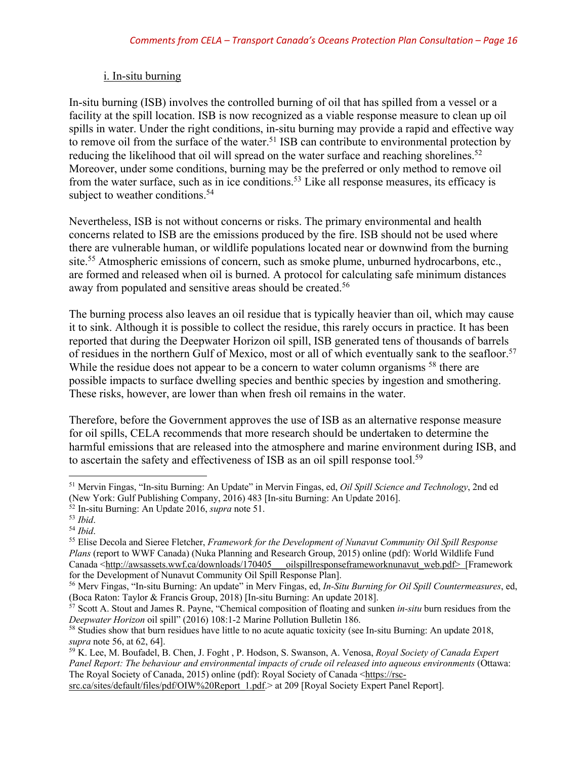### i. In-situ burning

In-situ burning (ISB) involves the controlled burning of oil that has spilled from a vessel or a facility at the spill location. ISB is now recognized as a viable response measure to clean up oil spills in water. Under the right conditions, in-situ burning may provide a rapid and effective way to remove oil from the surface of the water.[51] ISB can contribute to environmental protection by reducing the likelihood that oil will spread on the water surface and reaching shorelines.[52] Moreover, under some conditions, burning may be the preferred or only method to remove oil from the water surface, such as in ice conditions.[53] Like all response measures, its efficacy is subject to weather conditions.[54]

Nevertheless, ISB is not without concerns or risks. The primary environmental and health concerns related to ISB are the emissions produced by the fire. ISB should not be used where there are vulnerable human, or wildlife populations located near or downwind from the burning site.[55] Atmospheric emissions of concern, such as smoke plume, unburned hydrocarbons, etc., are formed and released when oil is burned. A protocol for calculating safe minimum distances away from populated and sensitive areas should be created.[56]

The burning process also leaves an oil residue that is typically heavier than oil, which may cause it to sink. Although it is possible to collect the residue, this rarely occurs in practice. It has been reported that during the Deepwater Horizon oil spill, ISB generated tens of thousands of barrels of residues in the northern Gulf of Mexico, most or all of which eventually sank to the seafloor.[57] While the residue does not appear to be a concern to water column organisms [58] there are possible impacts to surface dwelling species and benthic species by ingestion and smothering. These risks, however, are lower than when fresh oil remains in the water.

Therefore, before the Government approves the use of ISB as an alternative response measure for oil spills, CELA recommends that more research should be undertaken to determine the harmful emissions that are released into the atmosphere and marine environment during ISB, and to ascertain the safety and effectiveness of ISB as an oil spill response tool.[59]

---

[51] Mervin Fingas, "In-situ Burning: An Update" in Mervin Fingas, ed, *Oil Spill Science and Technology*, 2nd ed (New York: Gulf Publishing Company, 2016) 483 [In-situ Burning: An Update 2016].

[52] In-situ Burning: An Update 2016, *supra* note 51.

[53] *Ibid*.

[54] *Ibid*.

[55] Elise Decola and Sieree Fletcher, *Framework for the Development of Nunavut Community Oil Spill Response Plans* (report to WWF Canada) (Nuka Planning and Research Group, 2015) online (pdf): World Wildlife Fund Canada <http://awsassets.wwf.ca/downloads/170405___oilspillresponseframeworknunavut_web.pdf> [Framework for the Development of Nunavut Community Oil Spill Response Plan].

[56] Merv Fingas, "In-situ Burning: An update" in Merv Fingas, ed, *In-Situ Burning for Oil Spill Countermeasures*, ed, (Boca Raton: Taylor & Francis Group, 2018) [In-situ Burning: An update 2018].

[57] Scott A. Stout and James R. Payne, "Chemical composition of floating and sunken *in-situ* burn residues from the *Deepwater Horizon* oil spill" (2016) 108:1-2 Marine Pollution Bulletin 186.

[58] Studies show that burn residues have little to no acute aquatic toxicity (see In-situ Burning: An update 2018, *supra* note 56, at 62, 64].

[59] K. Lee, M. Boufadel, B. Chen, J. Foght , P. Hodson, S. Swanson, A. Venosa, *Royal Society of Canada Expert Panel Report: The behaviour and environmental impacts of crude oil released into aqueous environments* (Ottawa: The Royal Society of Canada, 2015) online (pdf): Royal Society of Canada <https://rsc-src.ca/sites/default/files/pdf/OIW%20Report_1.pdf.> at 209 [Royal Society Expert Panel Report].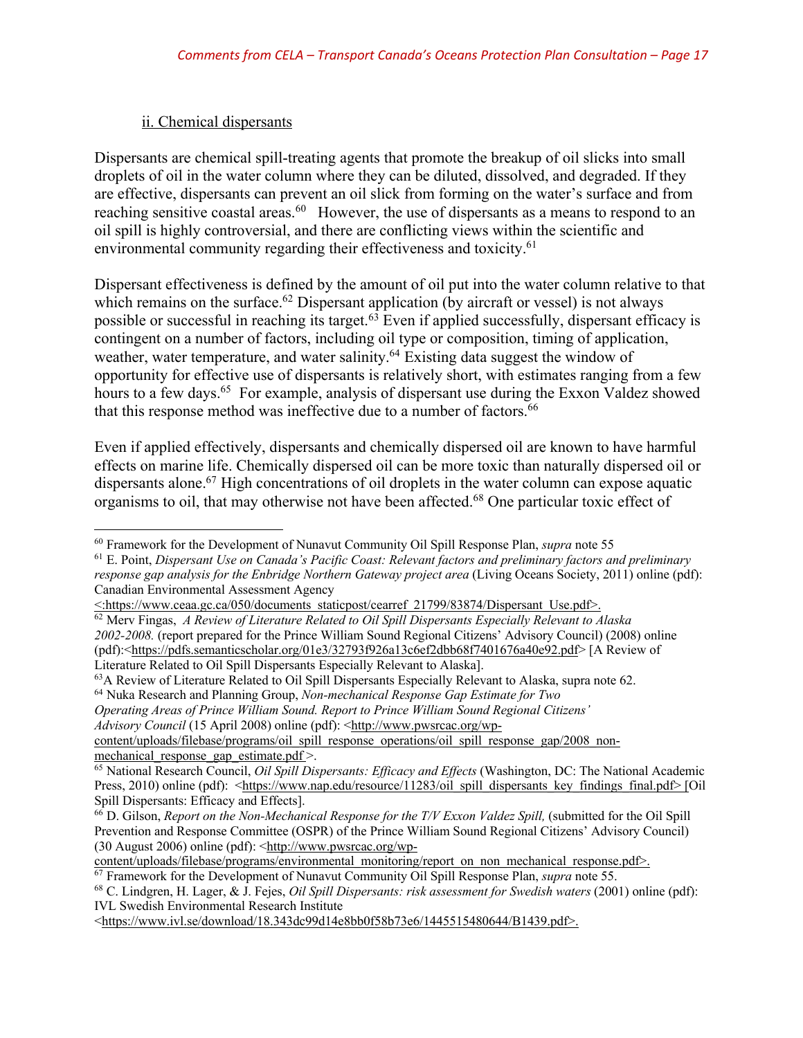### ii. Chemical dispersants

Dispersants are chemical spill-treating agents that promote the breakup of oil slicks into small droplets of oil in the water column where they can be diluted, dissolved, and degraded. If they are effective, dispersants can prevent an oil slick from forming on the water's surface and from reaching sensitive coastal areas.[60] However, the use of dispersants as a means to respond to an oil spill is highly controversial, and there are conflicting views within the scientific and environmental community regarding their effectiveness and toxicity.[61]

Dispersant effectiveness is defined by the amount of oil put into the water column relative to that which remains on the surface.[62] Dispersant application (by aircraft or vessel) is not always possible or successful in reaching its target.[63] Even if applied successfully, dispersant efficacy is contingent on a number of factors, including oil type or composition, timing of application, weather, water temperature, and water salinity.[64] Existing data suggest the window of opportunity for effective use of dispersants is relatively short, with estimates ranging from a few hours to a few days.[65] For example, analysis of dispersant use during the Exxon Valdez showed that this response method was ineffective due to a number of factors.[66]

Even if applied effectively, dispersants and chemically dispersed oil are known to have harmful effects on marine life. Chemically dispersed oil can be more toxic than naturally dispersed oil or dispersants alone.[67] High concentrations of oil droplets in the water column can expose aquatic organisms to oil, that may otherwise not have been affected.[68] One particular toxic effect of

---

[60] Framework for the Development of Nunavut Community Oil Spill Response Plan, *supra* note 55

[61] E. Point, *Dispersant Use on Canada's Pacific Coast: Relevant factors and preliminary factors and preliminary response gap analysis for the Enbridge Northern Gateway project area* (Living Oceans Society, 2011) online (pdf): Canadian Environmental Assessment Agency <:https://www.ceaa.gc.ca/050/documents_staticpost/cearref_21799/83874/Dispersant_Use.pdf>.

[62] Merv Fingas, *A Review of Literature Related to Oil Spill Dispersants Especially Relevant to Alaska 2002-2008.* (report prepared for the Prince William Sound Regional Citizens' Advisory Council) (2008) online (pdf):<https://pdfs.semanticscholar.org/01e3/32793f926a13c6ef2dbb68f7401676a40e92.pdf> [A Review of Literature Related to Oil Spill Dispersants Especially Relevant to Alaska].

[63] A Review of Literature Related to Oil Spill Dispersants Especially Relevant to Alaska, supra note 62.

[64] Nuka Research and Planning Group, *Non-mechanical Response Gap Estimate for Two Operating Areas of Prince William Sound. Report to Prince William Sound Regional Citizens' Advisory Council* (15 April 2008) online (pdf): <http://www.pwsrcac.org/wp-content/uploads/filebase/programs/oil_spill_response_operations/oil_spill_response_gap/2008_non-mechanical_response_gap_estimate.pdf >.

[65] National Research Council, *Oil Spill Dispersants: Efficacy and Effects* (Washington, DC: The National Academic Press, 2010) online (pdf): <https://www.nap.edu/resource/11283/oil_spill_dispersants_key_findings_final.pdf> [Oil Spill Dispersants: Efficacy and Effects].

[66] D. Gilson, *Report on the Non-Mechanical Response for the T/V Exxon Valdez Spill,* (submitted for the Oil Spill Prevention and Response Committee (OSPR) of the Prince William Sound Regional Citizens' Advisory Council) (30 August 2006) online (pdf): <http://www.pwsrcac.org/wp-content/uploads/filebase/programs/environmental_monitoring/report_on_non_mechanical_response.pdf>.

[67] Framework for the Development of Nunavut Community Oil Spill Response Plan, *supra* note 55.

[68] C. Lindgren, H. Lager, & J. Fejes, *Oil Spill Dispersants: risk assessment for Swedish waters* (2001) online (pdf): IVL Swedish Environmental Research Institute <https://www.ivl.se/download/18.343dc99d14e8bb0f58b73e6/1445515480644/B1439.pdf>.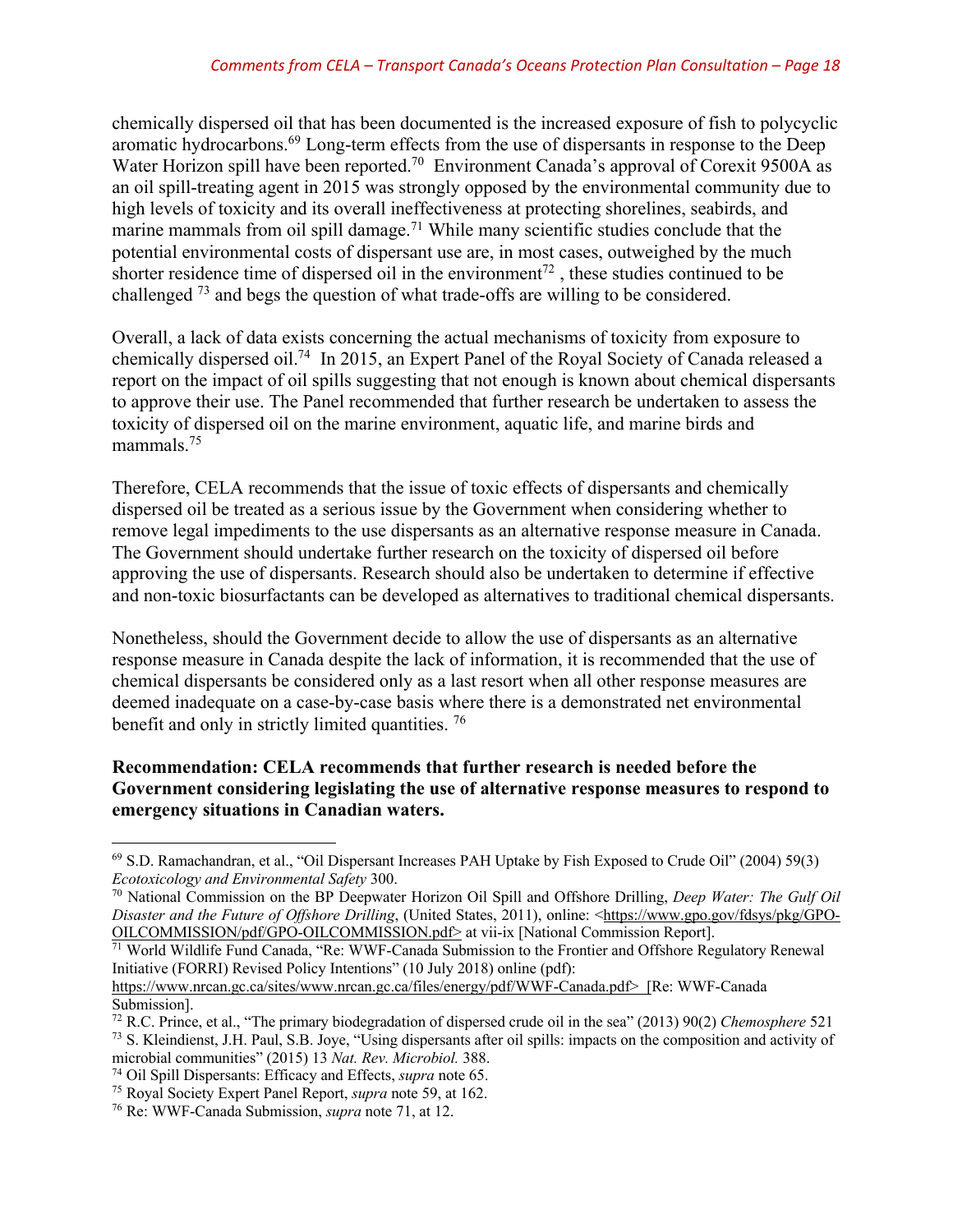chemically dispersed oil that has been documented is the increased exposure of fish to polycyclic aromatic hydrocarbons.[69] Long-term effects from the use of dispersants in response to the Deep Water Horizon spill have been reported.[70] Environment Canada's approval of Corexit 9500A as an oil spill-treating agent in 2015 was strongly opposed by the environmental community due to high levels of toxicity and its overall ineffectiveness at protecting shorelines, seabirds, and marine mammals from oil spill damage.[71] While many scientific studies conclude that the potential environmental costs of dispersant use are, in most cases, outweighed by the much shorter residence time of dispersed oil in the environment[72] , these studies continued to be challenged [73] and begs the question of what trade-offs are willing to be considered.

Overall, a lack of data exists concerning the actual mechanisms of toxicity from exposure to chemically dispersed oil.[74] In 2015, an Expert Panel of the Royal Society of Canada released a report on the impact of oil spills suggesting that not enough is known about chemical dispersants to approve their use. The Panel recommended that further research be undertaken to assess the toxicity of dispersed oil on the marine environment, aquatic life, and marine birds and mammals.[75]

Therefore, CELA recommends that the issue of toxic effects of dispersants and chemically dispersed oil be treated as a serious issue by the Government when considering whether to remove legal impediments to the use dispersants as an alternative response measure in Canada. The Government should undertake further research on the toxicity of dispersed oil before approving the use of dispersants. Research should also be undertaken to determine if effective and non-toxic biosurfactants can be developed as alternatives to traditional chemical dispersants.

Nonetheless, should the Government decide to allow the use of dispersants as an alternative response measure in Canada despite the lack of information, it is recommended that the use of chemical dispersants be considered only as a last resort when all other response measures are deemed inadequate on a case-by-case basis where there is a demonstrated net environmental benefit and only in strictly limited quantities. [76]

**Recommendation: CELA recommends that further research is needed before the Government considering legislating the use of alternative response measures to respond to emergency situations in Canadian waters.**

---

[69] S.D. Ramachandran, et al., "Oil Dispersant Increases PAH Uptake by Fish Exposed to Crude Oil" (2004) 59(3) *Ecotoxicology and Environmental Safety* 300.

[70] National Commission on the BP Deepwater Horizon Oil Spill and Offshore Drilling, *Deep Water: The Gulf Oil Disaster and the Future of Offshore Drilling*, (United States, 2011), online: <https://www.gpo.gov/fdsys/pkg/GPO-OILCOMMISSION/pdf/GPO-OILCOMMISSION.pdf> at vii-ix [National Commission Report].

[71] World Wildlife Fund Canada, "Re: WWF-Canada Submission to the Frontier and Offshore Regulatory Renewal Initiative (FORRI) Revised Policy Intentions" (10 July 2018) online (pdf): https://www.nrcan.gc.ca/sites/www.nrcan.gc.ca/files/energy/pdf/WWF-Canada.pdf> [Re: WWF-Canada Submission].

[72] R.C. Prince, et al., "The primary biodegradation of dispersed crude oil in the sea" (2013) 90(2) *Chemosphere* 521

[73] S. Kleindienst, J.H. Paul, S.B. Joye, "Using dispersants after oil spills: impacts on the composition and activity of microbial communities" (2015) 13 *Nat. Rev. Microbiol.* 388.

[74] Oil Spill Dispersants: Efficacy and Effects, *supra* note 65.

[75] Royal Society Expert Panel Report, *supra* note 59, at 162.

[76] Re: WWF-Canada Submission, *supra* note 71, at 12.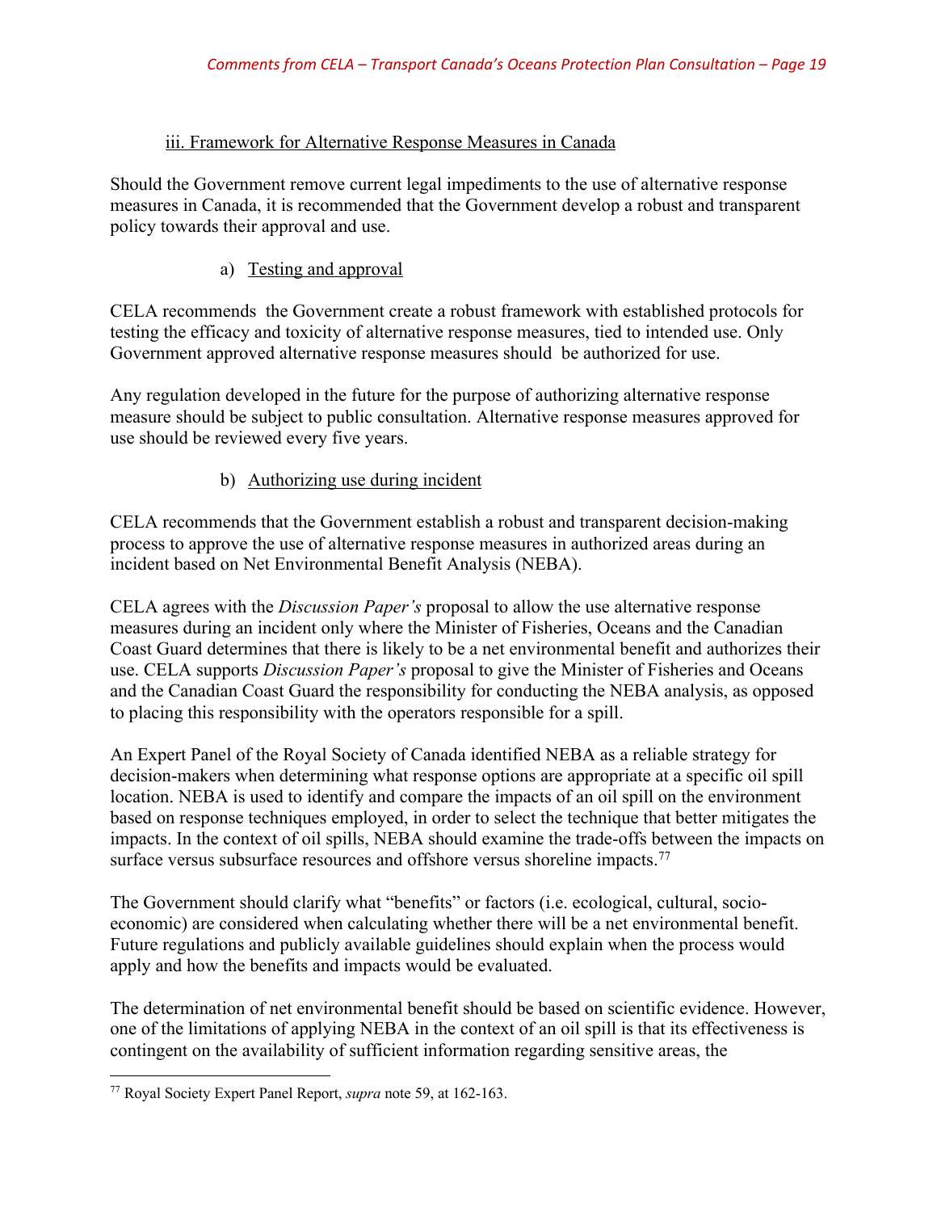### iii. Framework for Alternative Response Measures in Canada

Should the Government remove current legal impediments to the use of alternative response measures in Canada, it is recommended that the Government develop a robust and transparent policy towards their approval and use.

#### a) Testing and approval

CELA recommends the Government create a robust framework with established protocols for testing the efficacy and toxicity of alternative response measures, tied to intended use. Only Government approved alternative response measures should be authorized for use.

Any regulation developed in the future for the purpose of authorizing alternative response measure should be subject to public consultation. Alternative response measures approved for use should be reviewed every five years.

#### b) Authorizing use during incident

CELA recommends that the Government establish a robust and transparent decision-making process to approve the use of alternative response measures in authorized areas during an incident based on Net Environmental Benefit Analysis (NEBA).

CELA agrees with the *Discussion Paper's* proposal to allow the use alternative response measures during an incident only where the Minister of Fisheries, Oceans and the Canadian Coast Guard determines that there is likely to be a net environmental benefit and authorizes their use. CELA supports *Discussion Paper's* proposal to give the Minister of Fisheries and Oceans and the Canadian Coast Guard the responsibility for conducting the NEBA analysis, as opposed to placing this responsibility with the operators responsible for a spill.

An Expert Panel of the Royal Society of Canada identified NEBA as a reliable strategy for decision-makers when determining what response options are appropriate at a specific oil spill location. NEBA is used to identify and compare the impacts of an oil spill on the environment based on response techniques employed, in order to select the technique that better mitigates the impacts. In the context of oil spills, NEBA should examine the trade-offs between the impacts on surface versus subsurface resources and offshore versus shoreline impacts.[77]

The Government should clarify what "benefits" or factors (i.e. ecological, cultural, socio-economic) are considered when calculating whether there will be a net environmental benefit. Future regulations and publicly available guidelines should explain when the process would apply and how the benefits and impacts would be evaluated.

The determination of net environmental benefit should be based on scientific evidence. However, one of the limitations of applying NEBA in the context of an oil spill is that its effectiveness is contingent on the availability of sufficient information regarding sensitive areas, the

---

[77] Royal Society Expert Panel Report, *supra* note 59, at 162-163.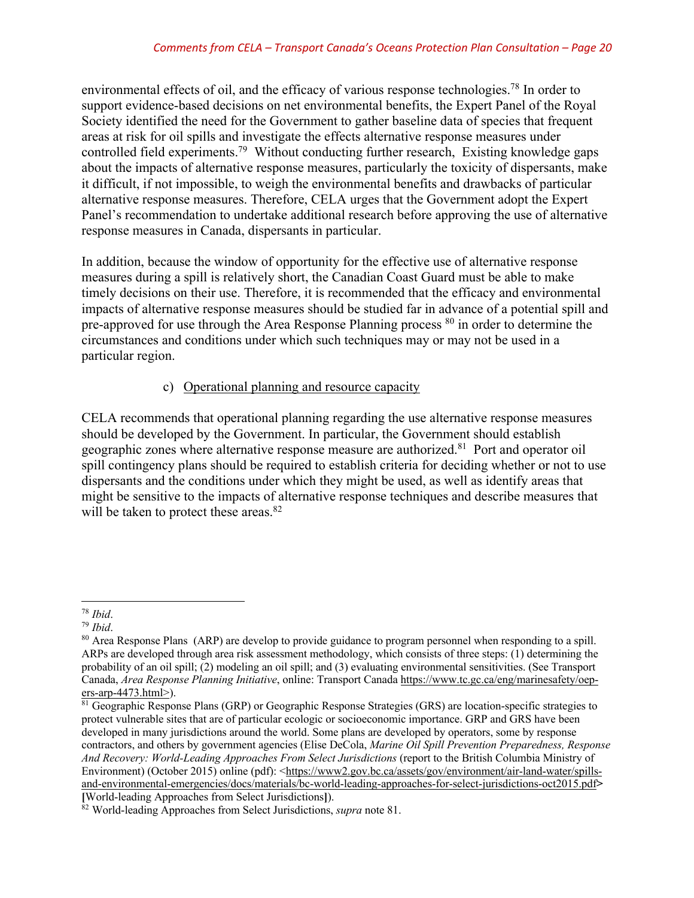environmental effects of oil, and the efficacy of various response technologies.[78] In order to support evidence-based decisions on net environmental benefits, the Expert Panel of the Royal Society identified the need for the Government to gather baseline data of species that frequent areas at risk for oil spills and investigate the effects alternative response measures under controlled field experiments.[79] Without conducting further research, Existing knowledge gaps about the impacts of alternative response measures, particularly the toxicity of dispersants, make it difficult, if not impossible, to weigh the environmental benefits and drawbacks of particular alternative response measures. Therefore, CELA urges that the Government adopt the Expert Panel's recommendation to undertake additional research before approving the use of alternative response measures in Canada, dispersants in particular.

In addition, because the window of opportunity for the effective use of alternative response measures during a spill is relatively short, the Canadian Coast Guard must be able to make timely decisions on their use. Therefore, it is recommended that the efficacy and environmental impacts of alternative response measures should be studied far in advance of a potential spill and pre-approved for use through the Area Response Planning process [80] in order to determine the circumstances and conditions under which such techniques may or may not be used in a particular region.

c) Operational planning and resource capacity

CELA recommends that operational planning regarding the use alternative response measures should be developed by the Government. In particular, the Government should establish geographic zones where alternative response measure are authorized.[81] Port and operator oil spill contingency plans should be required to establish criteria for deciding whether or not to use dispersants and the conditions under which they might be used, as well as identify areas that might be sensitive to the impacts of alternative response techniques and describe measures that will be taken to protect these areas.[82]

---

[78] *Ibid*.

[79] *Ibid*.

[80] Area Response Plans (ARP) are develop to provide guidance to program personnel when responding to a spill. ARPs are developed through area risk assessment methodology, which consists of three steps: (1) determining the probability of an oil spill; (2) modeling an oil spill; and (3) evaluating environmental sensitivities. (See Transport Canada, *Area Response Planning Initiative*, online: Transport Canada https://www.tc.gc.ca/eng/marinesafety/oep-ers-arp-4473.html>).

[81] Geographic Response Plans (GRP) or Geographic Response Strategies (GRS) are location-specific strategies to protect vulnerable sites that are of particular ecologic or socioeconomic importance. GRP and GRS have been developed in many jurisdictions around the world. Some plans are developed by operators, some by response contractors, and others by government agencies (Elise DeCola, *Marine Oil Spill Prevention Preparedness, Response And Recovery: World-Leading Approaches From Select Jurisdictions* (report to the British Columbia Ministry of Environment) (October 2015) online (pdf): <https://www2.gov.bc.ca/assets/gov/environment/air-land-water/spills-and-environmental-emergencies/docs/materials/bc-world-leading-approaches-for-select-jurisdictions-oct2015.pdf> [World-leading Approaches from Select Jurisdictions]).

[82] World-leading Approaches from Select Jurisdictions, *supra* note 81.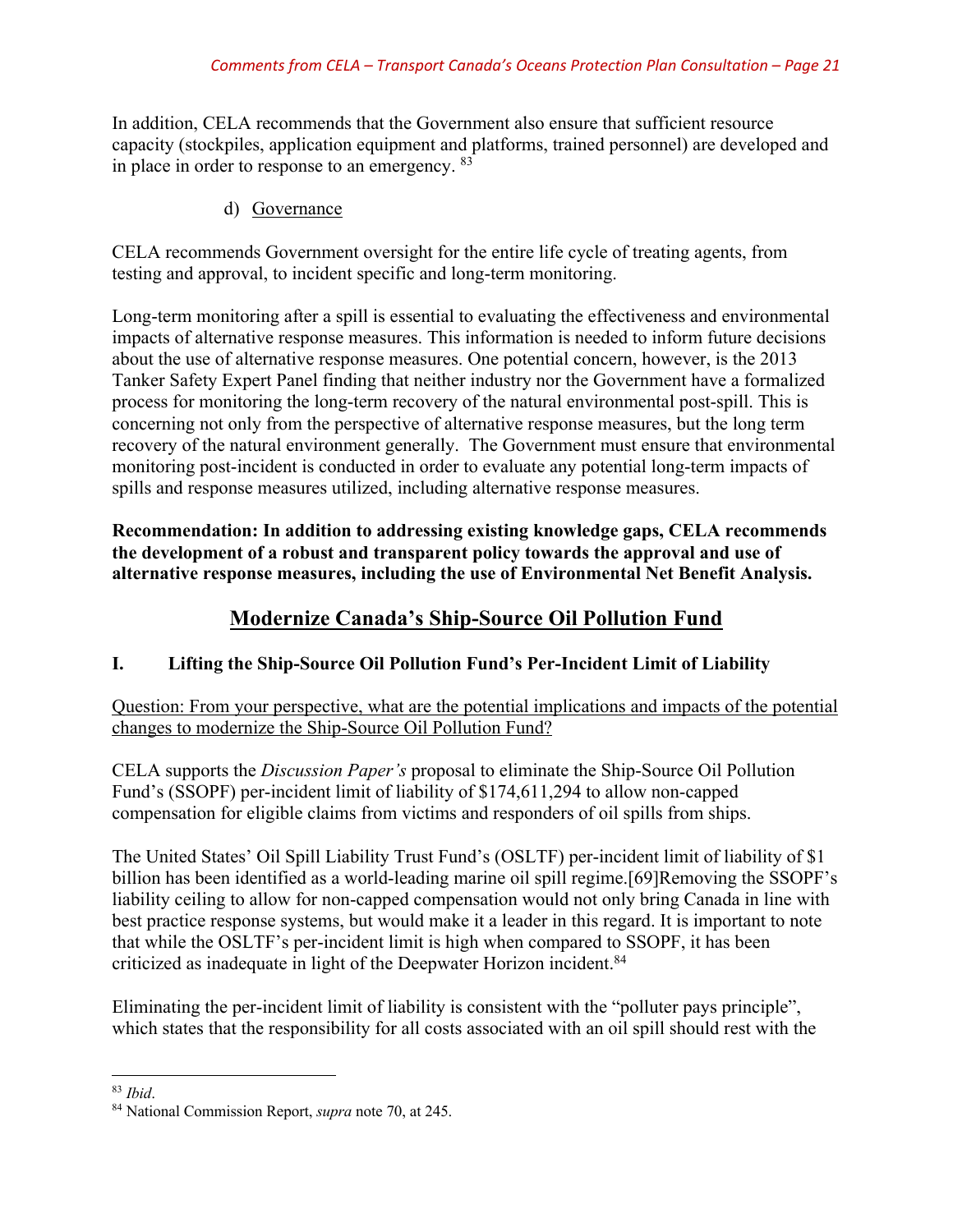In addition, CELA recommends that the Government also ensure that sufficient resource capacity (stockpiles, application equipment and platforms, trained personnel) are developed and in place in order to response to an emergency. [83]

d) Governance

CELA recommends Government oversight for the entire life cycle of treating agents, from testing and approval, to incident specific and long-term monitoring.

Long-term monitoring after a spill is essential to evaluating the effectiveness and environmental impacts of alternative response measures. This information is needed to inform future decisions about the use of alternative response measures. One potential concern, however, is the 2013 Tanker Safety Expert Panel finding that neither industry nor the Government have a formalized process for monitoring the long-term recovery of the natural environmental post-spill. This is concerning not only from the perspective of alternative response measures, but the long term recovery of the natural environment generally. The Government must ensure that environmental monitoring post-incident is conducted in order to evaluate any potential long-term impacts of spills and response measures utilized, including alternative response measures.

**Recommendation: In addition to addressing existing knowledge gaps, CELA recommends the development of a robust and transparent policy towards the approval and use of alternative response measures, including the use of Environmental Net Benefit Analysis.**

## Modernize Canada's Ship-Source Oil Pollution Fund

### I. Lifting the Ship-Source Oil Pollution Fund's Per-Incident Limit of Liability

Question: From your perspective, what are the potential implications and impacts of the potential changes to modernize the Ship-Source Oil Pollution Fund?

CELA supports the *Discussion Paper's* proposal to eliminate the Ship-Source Oil Pollution Fund's (SSOPF) per-incident limit of liability of $174,611,294 to allow non-capped compensation for eligible claims from victims and responders of oil spills from ships.

The United States' Oil Spill Liability Trust Fund's (OSLTF) per-incident limit of liability of $1 billion has been identified as a world-leading marine oil spill regime.[69]Removing the SSOPF's liability ceiling to allow for non-capped compensation would not only bring Canada in line with best practice response systems, but would make it a leader in this regard. It is important to note that while the OSLTF's per-incident limit is high when compared to SSOPF, it has been criticized as inadequate in light of the Deepwater Horizon incident.[84]

Eliminating the per-incident limit of liability is consistent with the "polluter pays principle", which states that the responsibility for all costs associated with an oil spill should rest with the

[83] *Ibid*.

[84] National Commission Report, *supra* note 70, at 245.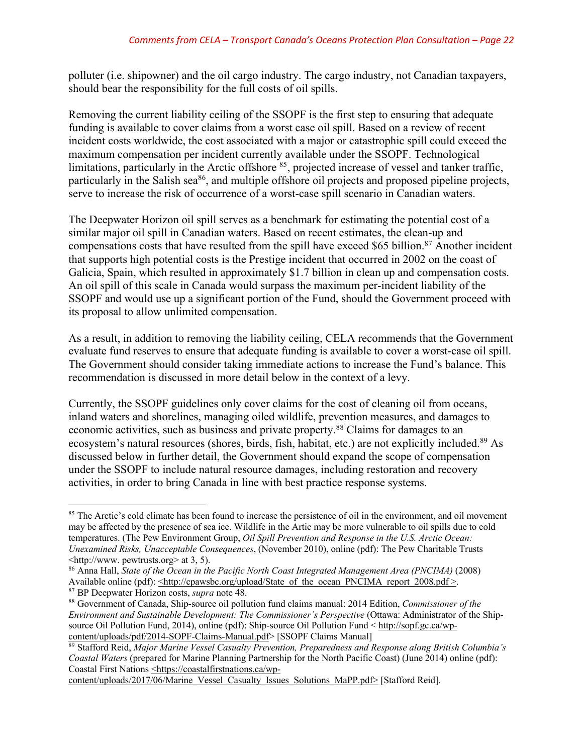polluter (i.e. shipowner) and the oil cargo industry. The cargo industry, not Canadian taxpayers, should bear the responsibility for the full costs of oil spills.

Removing the current liability ceiling of the SSOPF is the first step to ensuring that adequate funding is available to cover claims from a worst case oil spill. Based on a review of recent incident costs worldwide, the cost associated with a major or catastrophic spill could exceed the maximum compensation per incident currently available under the SSOPF. Technological limitations, particularly in the Arctic offshore [85], projected increase of vessel and tanker traffic, particularly in the Salish sea[86], and multiple offshore oil projects and proposed pipeline projects, serve to increase the risk of occurrence of a worst-case spill scenario in Canadian waters.

The Deepwater Horizon oil spill serves as a benchmark for estimating the potential cost of a similar major oil spill in Canadian waters. Based on recent estimates, the clean-up and compensations costs that have resulted from the spill have exceed $65 billion.[87] Another incident that supports high potential costs is the Prestige incident that occurred in 2002 on the coast of Galicia, Spain, which resulted in approximately $1.7 billion in clean up and compensation costs. An oil spill of this scale in Canada would surpass the maximum per-incident liability of the SSOPF and would use up a significant portion of the Fund, should the Government proceed with its proposal to allow unlimited compensation.

As a result, in addition to removing the liability ceiling, CELA recommends that the Government evaluate fund reserves to ensure that adequate funding is available to cover a worst-case oil spill. The Government should consider taking immediate actions to increase the Fund's balance. This recommendation is discussed in more detail below in the context of a levy.

Currently, the SSOPF guidelines only cover claims for the cost of cleaning oil from oceans, inland waters and shorelines, managing oiled wildlife, prevention measures, and damages to economic activities, such as business and private property.[88] Claims for damages to an ecosystem's natural resources (shores, birds, fish, habitat, etc.) are not explicitly included.[89] As discussed below in further detail, the Government should expand the scope of compensation under the SSOPF to include natural resource damages, including restoration and recovery activities, in order to bring Canada in line with best practice response systems.

---

[85] The Arctic's cold climate has been found to increase the persistence of oil in the environment, and oil movement may be affected by the presence of sea ice. Wildlife in the Artic may be more vulnerable to oil spills due to cold temperatures. (The Pew Environment Group, *Oil Spill Prevention and Response in the U.S. Arctic Ocean: Unexamined Risks, Unacceptable Consequences*, (November 2010), online (pdf): The Pew Charitable Trusts <http://www. pewtrusts.org> at 3, 5).

[86] Anna Hall, *State of the Ocean in the Pacific North Coast Integrated Management Area (PNCIMA)* (2008) Available online (pdf): <http://cpawsbc.org/upload/State_of_the_ocean_PNCIMA_report_2008.pdf >.

[87] BP Deepwater Horizon costs, *supra* note 48.

[88] Government of Canada, Ship-source oil pollution fund claims manual: 2014 Edition, *Commissioner of the Environment and Sustainable Development: The Commissioner's Perspective* (Ottawa: Administrator of the Ship-source Oil Pollution Fund, 2014), online (pdf): Ship-source Oil Pollution Fund < http://sopf.gc.ca/wp-content/uploads/pdf/2014-SOPF-Claims-Manual.pdf> [SSOPF Claims Manual]

[89] Stafford Reid, *Major Marine Vessel Casualty Prevention, Preparedness and Response along British Columbia's Coastal Waters* (prepared for Marine Planning Partnership for the North Pacific Coast) (June 2014) online (pdf): Coastal First Nations <https://coastalfirstnations.ca/wp-content/uploads/2017/06/Marine_Vessel_Casualty_Issues_Solutions_MaPP.pdf> [Stafford Reid].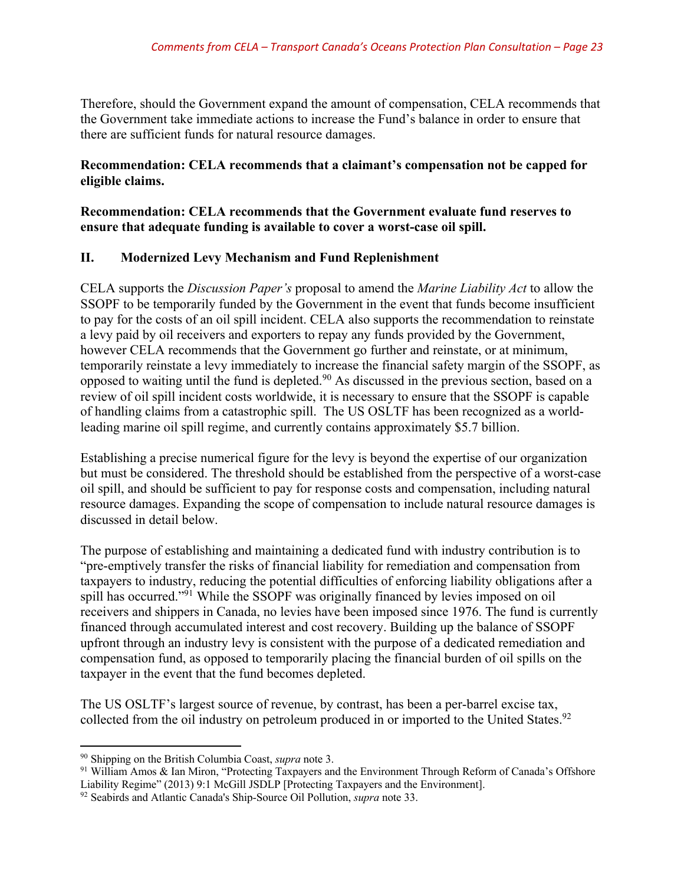Therefore, should the Government expand the amount of compensation, CELA recommends that the Government take immediate actions to increase the Fund's balance in order to ensure that there are sufficient funds for natural resource damages.

**Recommendation: CELA recommends that a claimant's compensation not be capped for eligible claims.**

**Recommendation: CELA recommends that the Government evaluate fund reserves to ensure that adequate funding is available to cover a worst-case oil spill.**

## II. Modernized Levy Mechanism and Fund Replenishment

CELA supports the *Discussion Paper's* proposal to amend the *Marine Liability Act* to allow the SSOPF to be temporarily funded by the Government in the event that funds become insufficient to pay for the costs of an oil spill incident. CELA also supports the recommendation to reinstate a levy paid by oil receivers and exporters to repay any funds provided by the Government, however CELA recommends that the Government go further and reinstate, or at minimum, temporarily reinstate a levy immediately to increase the financial safety margin of the SSOPF, as opposed to waiting until the fund is depleted.[90] As discussed in the previous section, based on a review of oil spill incident costs worldwide, it is necessary to ensure that the SSOPF is capable of handling claims from a catastrophic spill. The US OSLTF has been recognized as a world-leading marine oil spill regime, and currently contains approximately $5.7 billion.

Establishing a precise numerical figure for the levy is beyond the expertise of our organization but must be considered. The threshold should be established from the perspective of a worst-case oil spill, and should be sufficient to pay for response costs and compensation, including natural resource damages. Expanding the scope of compensation to include natural resource damages is discussed in detail below.

The purpose of establishing and maintaining a dedicated fund with industry contribution is to "pre-emptively transfer the risks of financial liability for remediation and compensation from taxpayers to industry, reducing the potential difficulties of enforcing liability obligations after a spill has occurred."[91] While the SSOPF was originally financed by levies imposed on oil receivers and shippers in Canada, no levies have been imposed since 1976. The fund is currently financed through accumulated interest and cost recovery. Building up the balance of SSOPF upfront through an industry levy is consistent with the purpose of a dedicated remediation and compensation fund, as opposed to temporarily placing the financial burden of oil spills on the taxpayer in the event that the fund becomes depleted.

The US OSLTF's largest source of revenue, by contrast, has been a per-barrel excise tax, collected from the oil industry on petroleum produced in or imported to the United States.[92]

---

[90] Shipping on the British Columbia Coast, *supra* note 3.

[91] William Amos & Ian Miron, "Protecting Taxpayers and the Environment Through Reform of Canada's Offshore Liability Regime" (2013) 9:1 McGill JSDLP [Protecting Taxpayers and the Environment].

[92] Seabirds and Atlantic Canada's Ship-Source Oil Pollution, *supra* note 33.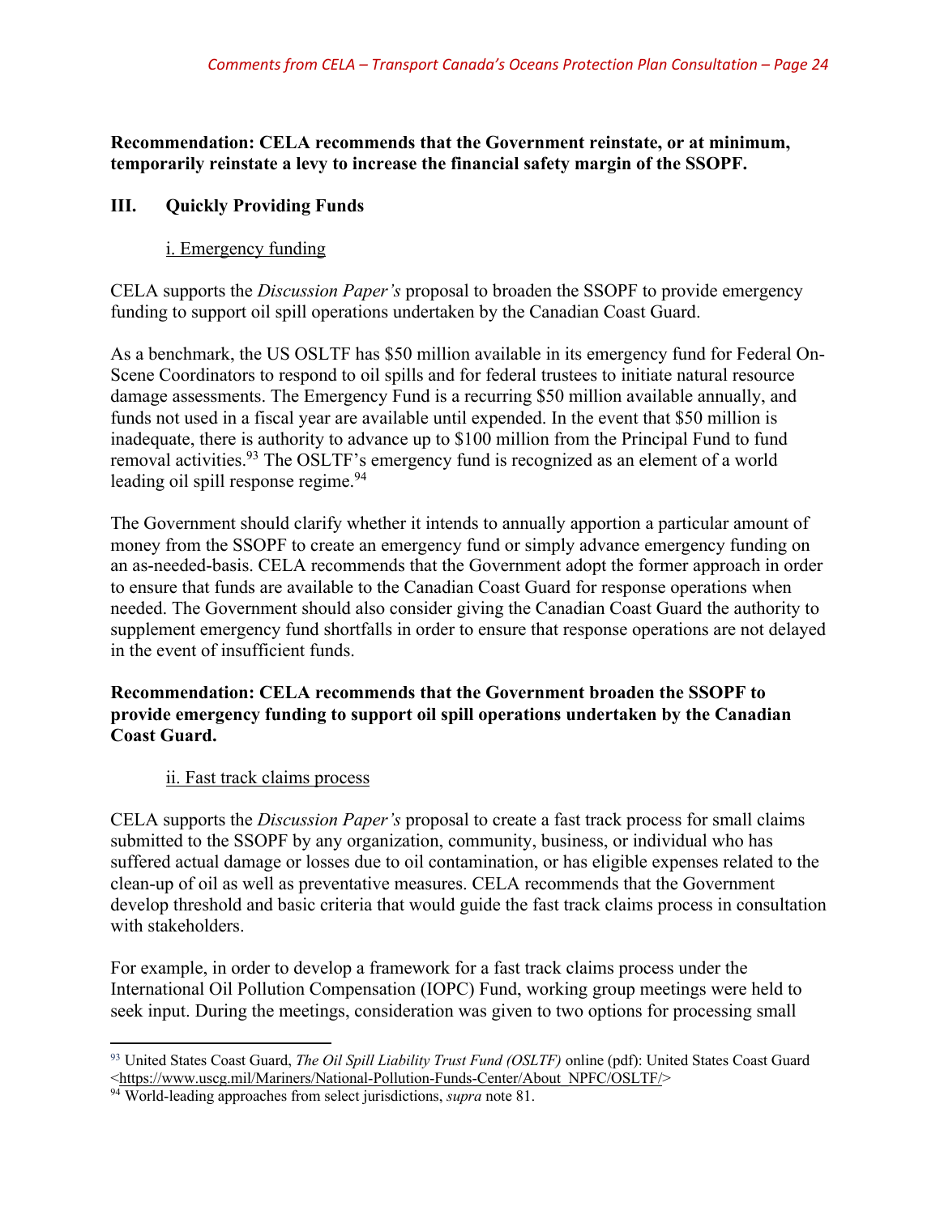**Recommendation: CELA recommends that the Government reinstate, or at minimum, temporarily reinstate a levy to increase the financial safety margin of the SSOPF.**

## III. Quickly Providing Funds

### i. Emergency funding

CELA supports the *Discussion Paper's* proposal to broaden the SSOPF to provide emergency funding to support oil spill operations undertaken by the Canadian Coast Guard.

As a benchmark, the US OSLTF has $50 million available in its emergency fund for Federal On-Scene Coordinators to respond to oil spills and for federal trustees to initiate natural resource damage assessments. The Emergency Fund is a recurring $50 million available annually, and funds not used in a fiscal year are available until expended. In the event that $50 million is inadequate, there is authority to advance up to $100 million from the Principal Fund to fund removal activities.[93] The OSLTF's emergency fund is recognized as an element of a world leading oil spill response regime.[94]

The Government should clarify whether it intends to annually apportion a particular amount of money from the SSOPF to create an emergency fund or simply advance emergency funding on an as-needed-basis. CELA recommends that the Government adopt the former approach in order to ensure that funds are available to the Canadian Coast Guard for response operations when needed. The Government should also consider giving the Canadian Coast Guard the authority to supplement emergency fund shortfalls in order to ensure that response operations are not delayed in the event of insufficient funds.

**Recommendation: CELA recommends that the Government broaden the SSOPF to provide emergency funding to support oil spill operations undertaken by the Canadian Coast Guard.**

### ii. Fast track claims process

CELA supports the *Discussion Paper's* proposal to create a fast track process for small claims submitted to the SSOPF by any organization, community, business, or individual who has suffered actual damage or losses due to oil contamination, or has eligible expenses related to the clean-up of oil as well as preventative measures. CELA recommends that the Government develop threshold and basic criteria that would guide the fast track claims process in consultation with stakeholders.

For example, in order to develop a framework for a fast track claims process under the International Oil Pollution Compensation (IOPC) Fund, working group meetings were held to seek input. During the meetings, consideration was given to two options for processing small

---

[93] United States Coast Guard, *The Oil Spill Liability Trust Fund (OSLTF)* online (pdf): United States Coast Guard <https://www.uscg.mil/Mariners/National-Pollution-Funds-Center/About_NPFC/OSLTF/>

[94] World-leading approaches from select jurisdictions, *supra* note 81.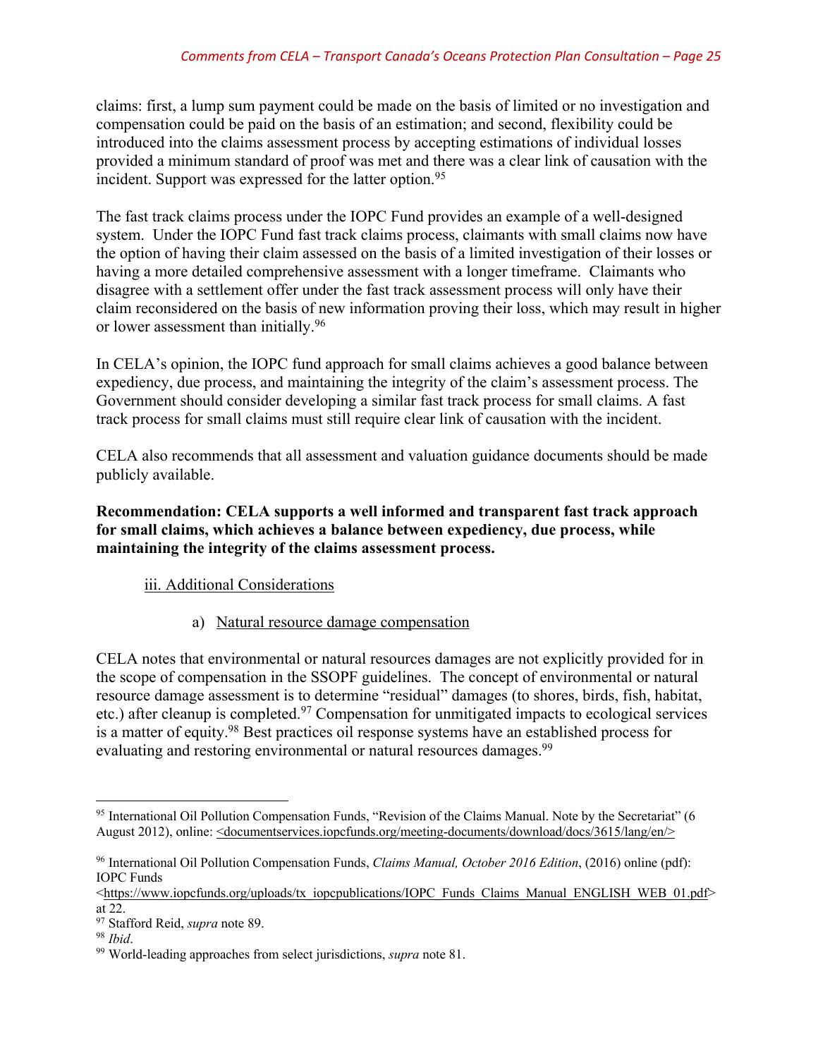claims: first, a lump sum payment could be made on the basis of limited or no investigation and compensation could be paid on the basis of an estimation; and second, flexibility could be introduced into the claims assessment process by accepting estimations of individual losses provided a minimum standard of proof was met and there was a clear link of causation with the incident. Support was expressed for the latter option.[95]

The fast track claims process under the IOPC Fund provides an example of a well-designed system. Under the IOPC Fund fast track claims process, claimants with small claims now have the option of having their claim assessed on the basis of a limited investigation of their losses or having a more detailed comprehensive assessment with a longer timeframe. Claimants who disagree with a settlement offer under the fast track assessment process will only have their claim reconsidered on the basis of new information proving their loss, which may result in higher or lower assessment than initially.[96]

In CELA's opinion, the IOPC fund approach for small claims achieves a good balance between expediency, due process, and maintaining the integrity of the claim's assessment process. The Government should consider developing a similar fast track process for small claims. A fast track process for small claims must still require clear link of causation with the incident.

CELA also recommends that all assessment and valuation guidance documents should be made publicly available.

**Recommendation: CELA supports a well informed and transparent fast track approach for small claims, which achieves a balance between expediency, due process, while maintaining the integrity of the claims assessment process.**

iii. Additional Considerations

a) Natural resource damage compensation

CELA notes that environmental or natural resources damages are not explicitly provided for in the scope of compensation in the SSOPF guidelines. The concept of environmental or natural resource damage assessment is to determine "residual" damages (to shores, birds, fish, habitat, etc.) after cleanup is completed.[97] Compensation for unmitigated impacts to ecological services is a matter of equity.[98] Best practices oil response systems have an established process for evaluating and restoring environmental or natural resources damages.[99]

---

[95] International Oil Pollution Compensation Funds, "Revision of the Claims Manual. Note by the Secretariat" (6 August 2012), online: <documentservices.iopcfunds.org/meeting-documents/download/docs/3615/lang/en/>

[96] International Oil Pollution Compensation Funds, *Claims Manual, October 2016 Edition*, (2016) online (pdf): IOPC Funds <https://www.iopcfunds.org/uploads/tx_iopcpublications/IOPC_Funds_Claims_Manual_ENGLISH_WEB_01.pdf> at 22.

[97] Stafford Reid, *supra* note 89.

[98] *Ibid*.

[99] World-leading approaches from select jurisdictions, *supra* note 81.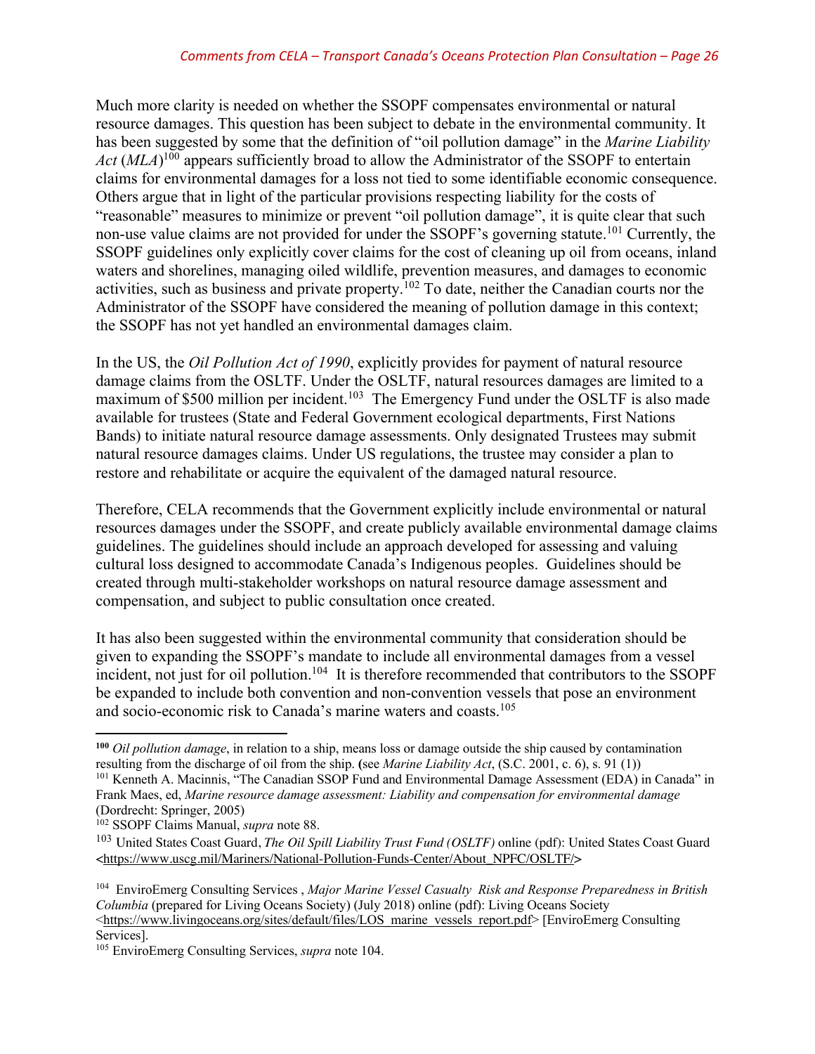Much more clarity is needed on whether the SSOPF compensates environmental or natural resource damages. This question has been subject to debate in the environmental community. It has been suggested by some that the definition of "oil pollution damage" in the *Marine Liability Act* (*MLA*)[100] appears sufficiently broad to allow the Administrator of the SSOPF to entertain claims for environmental damages for a loss not tied to some identifiable economic consequence. Others argue that in light of the particular provisions respecting liability for the costs of "reasonable" measures to minimize or prevent "oil pollution damage", it is quite clear that such non-use value claims are not provided for under the SSOPF's governing statute.[101] Currently, the SSOPF guidelines only explicitly cover claims for the cost of cleaning up oil from oceans, inland waters and shorelines, managing oiled wildlife, prevention measures, and damages to economic activities, such as business and private property.[102] To date, neither the Canadian courts nor the Administrator of the SSOPF have considered the meaning of pollution damage in this context; the SSOPF has not yet handled an environmental damages claim.

In the US, the *Oil Pollution Act of 1990*, explicitly provides for payment of natural resource damage claims from the OSLTF. Under the OSLTF, natural resources damages are limited to a maximum of $500 million per incident.[103] The Emergency Fund under the OSLTF is also made available for trustees (State and Federal Government ecological departments, First Nations Bands) to initiate natural resource damage assessments. Only designated Trustees may submit natural resource damages claims. Under US regulations, the trustee may consider a plan to restore and rehabilitate or acquire the equivalent of the damaged natural resource.

Therefore, CELA recommends that the Government explicitly include environmental or natural resources damages under the SSOPF, and create publicly available environmental damage claims guidelines. The guidelines should include an approach developed for assessing and valuing cultural loss designed to accommodate Canada's Indigenous peoples. Guidelines should be created through multi-stakeholder workshops on natural resource damage assessment and compensation, and subject to public consultation once created.

It has also been suggested within the environmental community that consideration should be given to expanding the SSOPF's mandate to include all environmental damages from a vessel incident, not just for oil pollution.[104] It is therefore recommended that contributors to the SSOPF be expanded to include both convention and non-convention vessels that pose an environment and socio-economic risk to Canada's marine waters and coasts.[105]

---

**100** *Oil pollution damage*, in relation to a ship, means loss or damage outside the ship caused by contamination resulting from the discharge of oil from the ship. **(**see *Marine Liability Act*, (S.C. 2001, c. 6), s. 91 (1))

101 Kenneth A. Macinnis, "The Canadian SSOP Fund and Environmental Damage Assessment (EDA) in Canada" in Frank Maes, ed, *Marine resource damage assessment: Liability and compensation for environmental damage* (Dordrecht: Springer, 2005)

102 SSOPF Claims Manual, *supra* note 88.

103 United States Coast Guard, *The Oil Spill Liability Trust Fund (OSLTF)* online (pdf): United States Coast Guard <https://www.uscg.mil/Mariners/National-Pollution-Funds-Center/About_NPFC/OSLTF/>

104 EnviroEmerg Consulting Services , *Major Marine Vessel Casualty Risk and Response Preparedness in British Columbia* (prepared for Living Oceans Society) (July 2018) online (pdf): Living Oceans Society <https://www.livingoceans.org/sites/default/files/LOS_marine_vessels_report.pdf> [EnviroEmerg Consulting Services].

105 EnviroEmerg Consulting Services, *supra* note 104.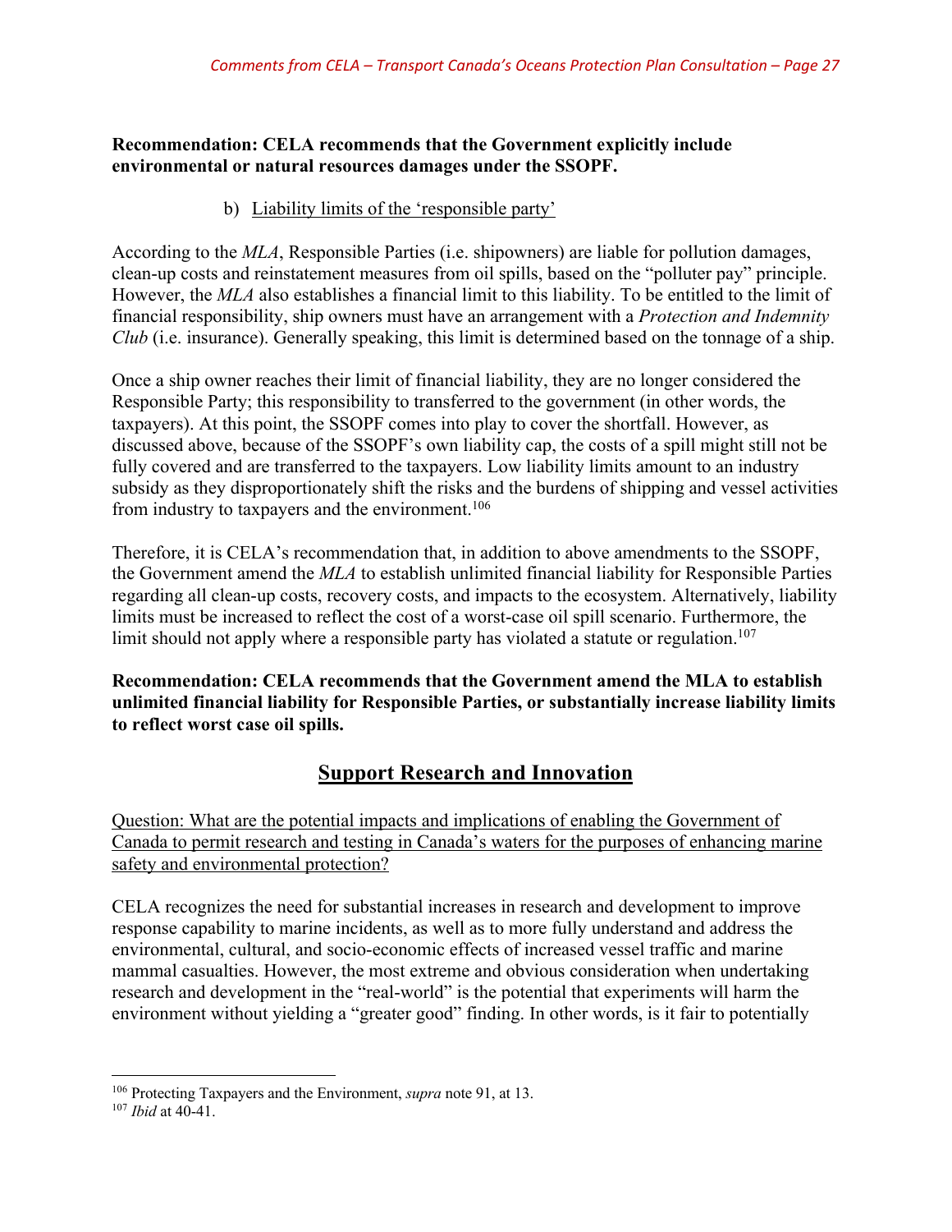**Recommendation: CELA recommends that the Government explicitly include environmental or natural resources damages under the SSOPF.**

b) Liability limits of the 'responsible party'

According to the *MLA*, Responsible Parties (i.e. shipowners) are liable for pollution damages, clean-up costs and reinstatement measures from oil spills, based on the "polluter pay" principle. However, the *MLA* also establishes a financial limit to this liability. To be entitled to the limit of financial responsibility, ship owners must have an arrangement with a *Protection and Indemnity Club* (i.e. insurance). Generally speaking, this limit is determined based on the tonnage of a ship.

Once a ship owner reaches their limit of financial liability, they are no longer considered the Responsible Party; this responsibility to transferred to the government (in other words, the taxpayers). At this point, the SSOPF comes into play to cover the shortfall. However, as discussed above, because of the SSOPF's own liability cap, the costs of a spill might still not be fully covered and are transferred to the taxpayers. Low liability limits amount to an industry subsidy as they disproportionately shift the risks and the burdens of shipping and vessel activities from industry to taxpayers and the environment.[106]

Therefore, it is CELA's recommendation that, in addition to above amendments to the SSOPF, the Government amend the *MLA* to establish unlimited financial liability for Responsible Parties regarding all clean-up costs, recovery costs, and impacts to the ecosystem. Alternatively, liability limits must be increased to reflect the cost of a worst-case oil spill scenario. Furthermore, the limit should not apply where a responsible party has violated a statute or regulation.[107]

**Recommendation: CELA recommends that the Government amend the MLA to establish unlimited financial liability for Responsible Parties, or substantially increase liability limits to reflect worst case oil spills.**

## Support Research and Innovation

Question: What are the potential impacts and implications of enabling the Government of Canada to permit research and testing in Canada's waters for the purposes of enhancing marine safety and environmental protection?

CELA recognizes the need for substantial increases in research and development to improve response capability to marine incidents, as well as to more fully understand and address the environmental, cultural, and socio-economic effects of increased vessel traffic and marine mammal casualties. However, the most extreme and obvious consideration when undertaking research and development in the "real-world" is the potential that experiments will harm the environment without yielding a "greater good" finding. In other words, is it fair to potentially

---

[106] Protecting Taxpayers and the Environment, *supra* note 91, at 13.

[107] *Ibid* at 40-41.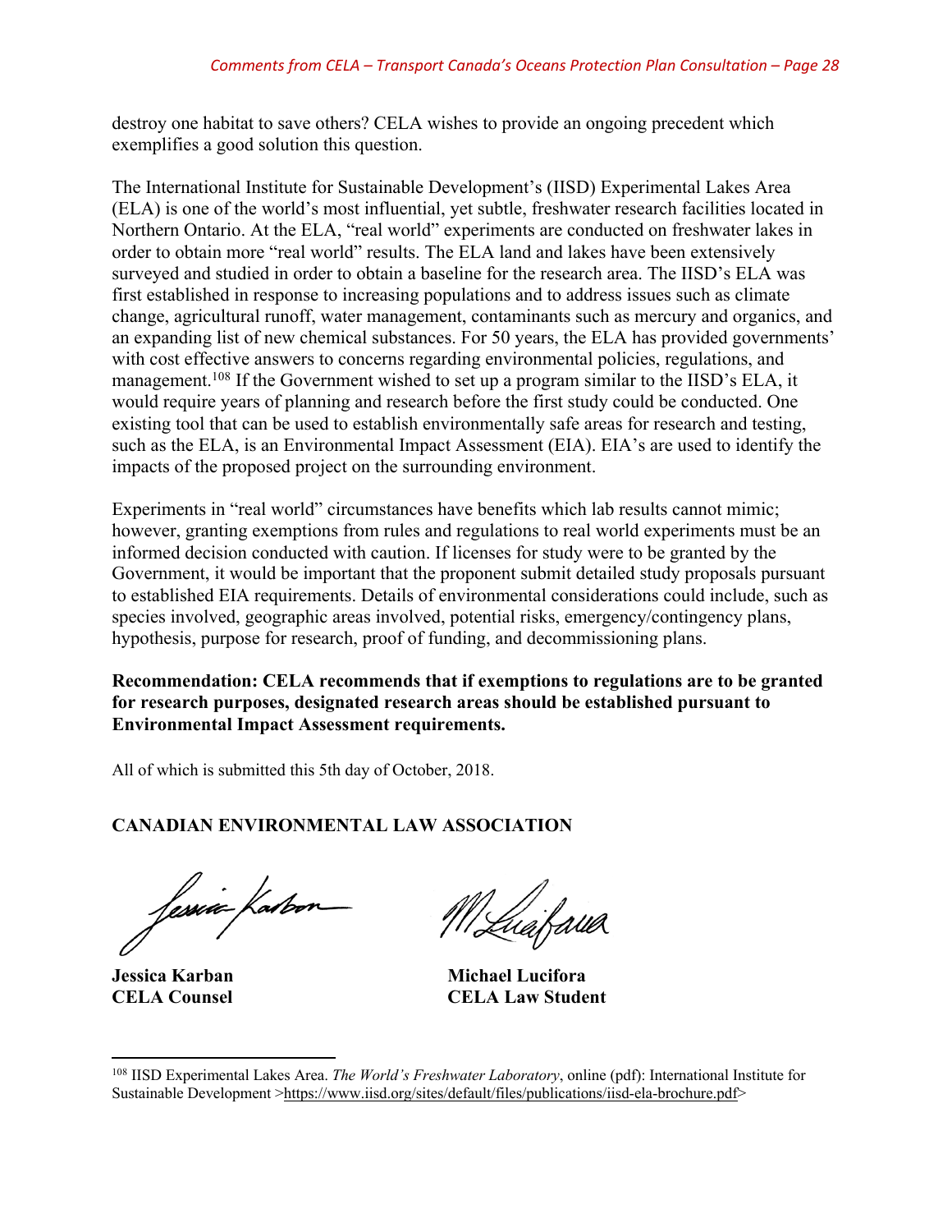destroy one habitat to save others? CELA wishes to provide an ongoing precedent which exemplifies a good solution this question.

The International Institute for Sustainable Development's (IISD) Experimental Lakes Area (ELA) is one of the world's most influential, yet subtle, freshwater research facilities located in Northern Ontario. At the ELA, "real world" experiments are conducted on freshwater lakes in order to obtain more "real world" results. The ELA land and lakes have been extensively surveyed and studied in order to obtain a baseline for the research area. The IISD's ELA was first established in response to increasing populations and to address issues such as climate change, agricultural runoff, water management, contaminants such as mercury and organics, and an expanding list of new chemical substances. For 50 years, the ELA has provided governments' with cost effective answers to concerns regarding environmental policies, regulations, and management.[108] If the Government wished to set up a program similar to the IISD's ELA, it would require years of planning and research before the first study could be conducted. One existing tool that can be used to establish environmentally safe areas for research and testing, such as the ELA, is an Environmental Impact Assessment (EIA). EIA's are used to identify the impacts of the proposed project on the surrounding environment.

Experiments in "real world" circumstances have benefits which lab results cannot mimic; however, granting exemptions from rules and regulations to real world experiments must be an informed decision conducted with caution. If licenses for study were to be granted by the Government, it would be important that the proponent submit detailed study proposals pursuant to established EIA requirements. Details of environmental considerations could include, such as species involved, geographic areas involved, potential risks, emergency/contingency plans, hypothesis, purpose for research, proof of funding, and decommissioning plans.

**Recommendation: CELA recommends that if exemptions to regulations are to be granted for research purposes, designated research areas should be established pursuant to Environmental Impact Assessment requirements.**

All of which is submitted this 5th day of October, 2018.

**CANADIAN ENVIRONMENTAL LAW ASSOCIATION**

| **Jessica Karban** | **Michael Lucifora** |
|---|---|
| **CELA Counsel** | **CELA Law Student** |

[108] IISD Experimental Lakes Area. *The World's Freshwater Laboratory*, online (pdf): International Institute for Sustainable Development >https://www.iisd.org/sites/default/files/publications/iisd-ela-brochure.pdf>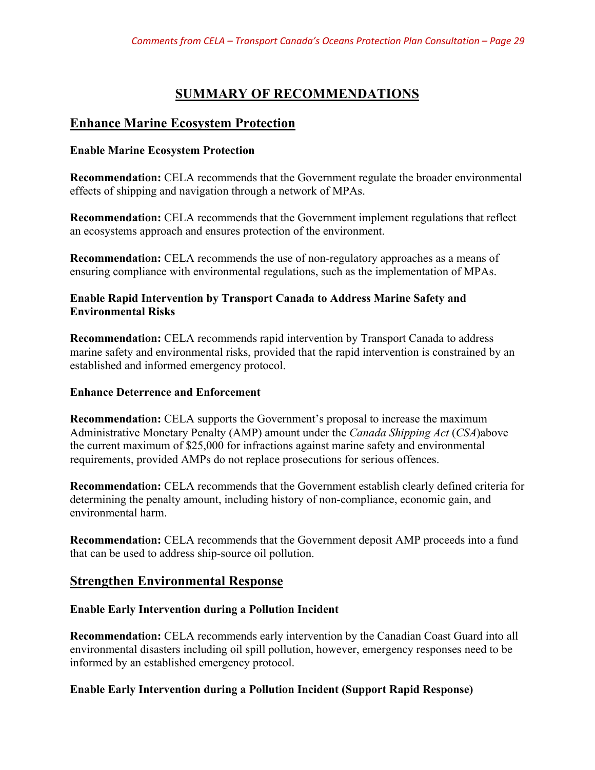# SUMMARY OF RECOMMENDATIONS

## Enhance Marine Ecosystem Protection

### Enable Marine Ecosystem Protection

**Recommendation:** CELA recommends that the Government regulate the broader environmental effects of shipping and navigation through a network of MPAs.

**Recommendation:** CELA recommends that the Government implement regulations that reflect an ecosystems approach and ensures protection of the environment.

**Recommendation:** CELA recommends the use of non-regulatory approaches as a means of ensuring compliance with environmental regulations, such as the implementation of MPAs.

### Enable Rapid Intervention by Transport Canada to Address Marine Safety and Environmental Risks

**Recommendation:** CELA recommends rapid intervention by Transport Canada to address marine safety and environmental risks, provided that the rapid intervention is constrained by an established and informed emergency protocol.

### Enhance Deterrence and Enforcement

**Recommendation:** CELA supports the Government's proposal to increase the maximum Administrative Monetary Penalty (AMP) amount under the *Canada Shipping Act* (*CSA*)above the current maximum of $25,000 for infractions against marine safety and environmental requirements, provided AMPs do not replace prosecutions for serious offences.

**Recommendation:** CELA recommends that the Government establish clearly defined criteria for determining the penalty amount, including history of non-compliance, economic gain, and environmental harm.

**Recommendation:** CELA recommends that the Government deposit AMP proceeds into a fund that can be used to address ship-source oil pollution.

## Strengthen Environmental Response

### Enable Early Intervention during a Pollution Incident

**Recommendation:** CELA recommends early intervention by the Canadian Coast Guard into all environmental disasters including oil spill pollution, however, emergency responses need to be informed by an established emergency protocol.

### Enable Early Intervention during a Pollution Incident (Support Rapid Response)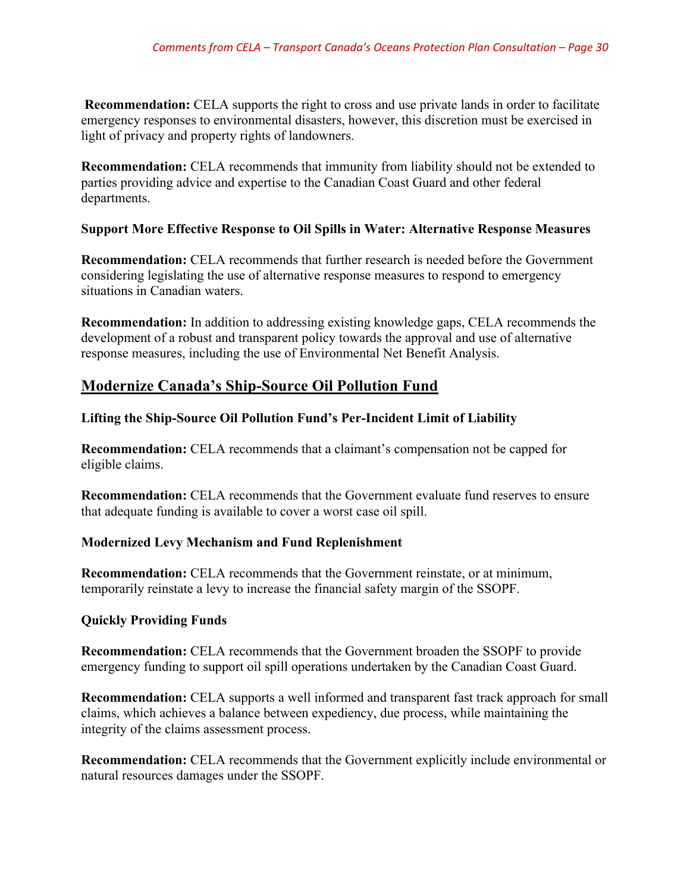**Recommendation:** CELA supports the right to cross and use private lands in order to facilitate emergency responses to environmental disasters, however, this discretion must be exercised in light of privacy and property rights of landowners.

**Recommendation:** CELA recommends that immunity from liability should not be extended to parties providing advice and expertise to the Canadian Coast Guard and other federal departments.

**Support More Effective Response to Oil Spills in Water: Alternative Response Measures**

**Recommendation:** CELA recommends that further research is needed before the Government considering legislating the use of alternative response measures to respond to emergency situations in Canadian waters.

**Recommendation:** In addition to addressing existing knowledge gaps, CELA recommends the development of a robust and transparent policy towards the approval and use of alternative response measures, including the use of Environmental Net Benefit Analysis.

## Modernize Canada's Ship-Source Oil Pollution Fund

**Lifting the Ship-Source Oil Pollution Fund's Per-Incident Limit of Liability**

**Recommendation:** CELA recommends that a claimant's compensation not be capped for eligible claims.

**Recommendation:** CELA recommends that the Government evaluate fund reserves to ensure that adequate funding is available to cover a worst case oil spill.

**Modernized Levy Mechanism and Fund Replenishment**

**Recommendation:** CELA recommends that the Government reinstate, or at minimum, temporarily reinstate a levy to increase the financial safety margin of the SSOPF.

**Quickly Providing Funds**

**Recommendation:** CELA recommends that the Government broaden the SSOPF to provide emergency funding to support oil spill operations undertaken by the Canadian Coast Guard.

**Recommendation:** CELA supports a well informed and transparent fast track approach for small claims, which achieves a balance between expediency, due process, while maintaining the integrity of the claims assessment process.

**Recommendation:** CELA recommends that the Government explicitly include environmental or natural resources damages under the SSOPF.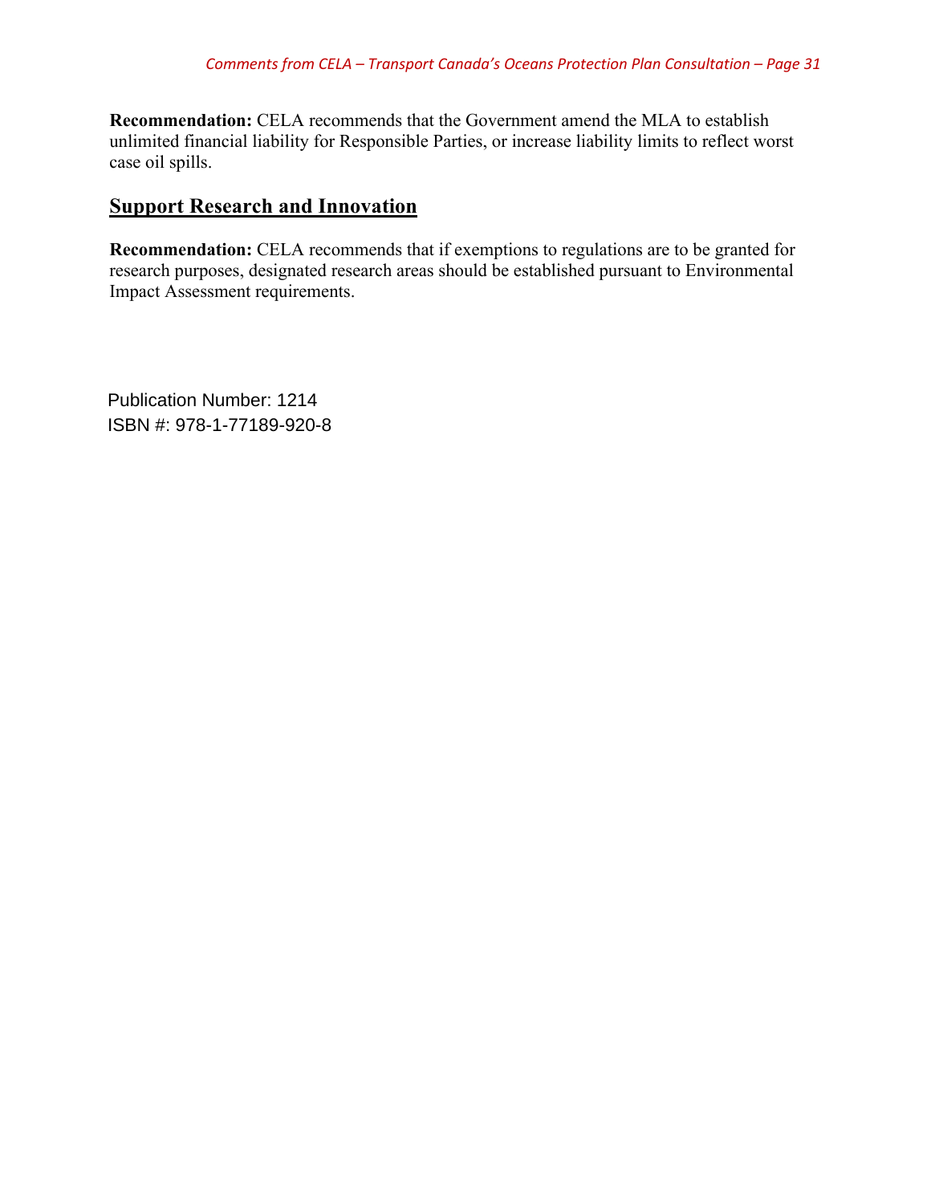**Recommendation:** CELA recommends that the Government amend the MLA to establish unlimited financial liability for Responsible Parties, or increase liability limits to reflect worst case oil spills.

## Support Research and Innovation

**Recommendation:** CELA recommends that if exemptions to regulations are to be granted for research purposes, designated research areas should be established pursuant to Environmental Impact Assessment requirements.

Publication Number: 1214
ISBN #: 978-1-77189-920-8